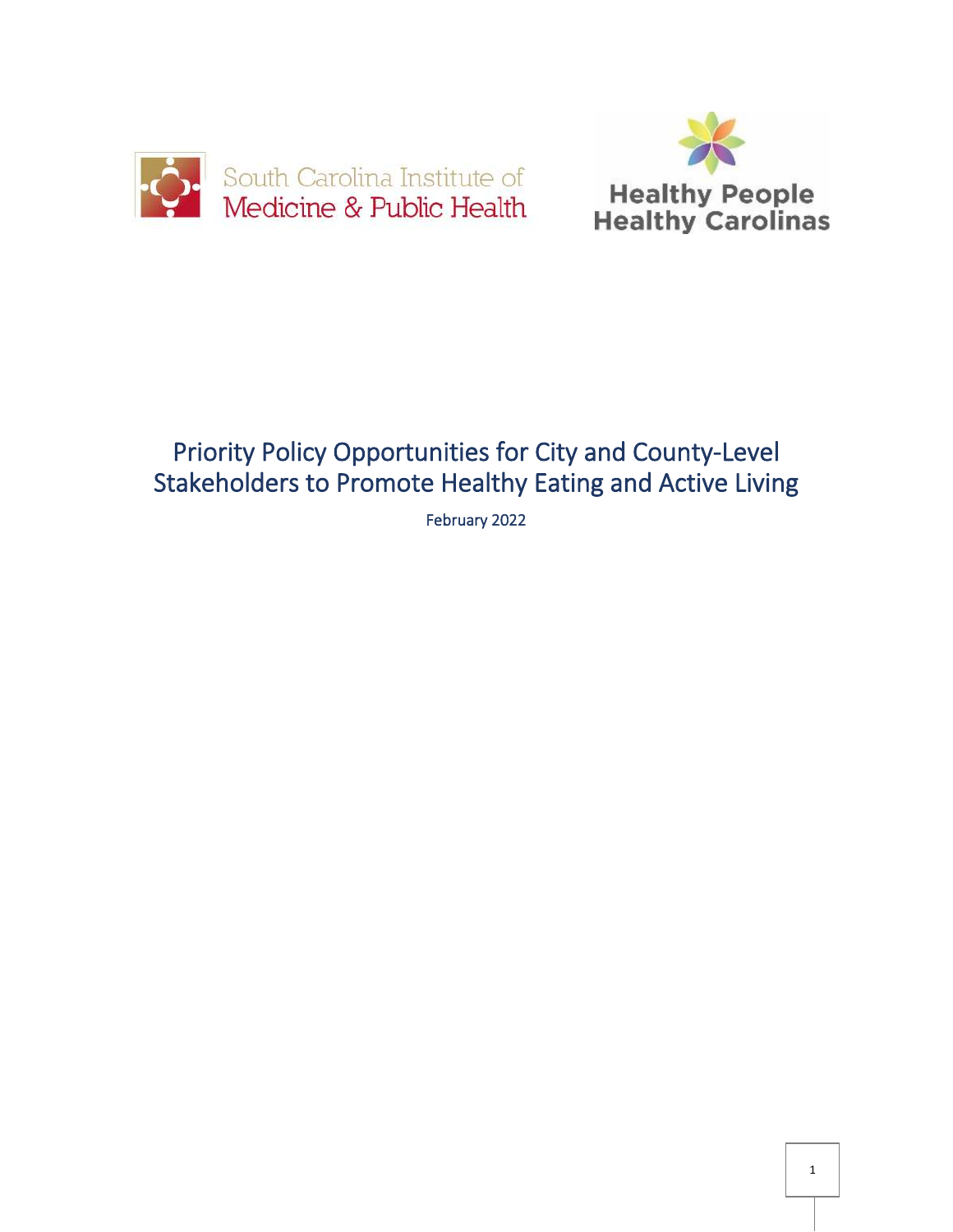South Carolina Institute of Medicine & Public Health

Healthy People Healthy Carolinas

# Priority Policy Opportunities for City and County-Level Stakeholders to Promote Healthy Eating and Active Living

February 2022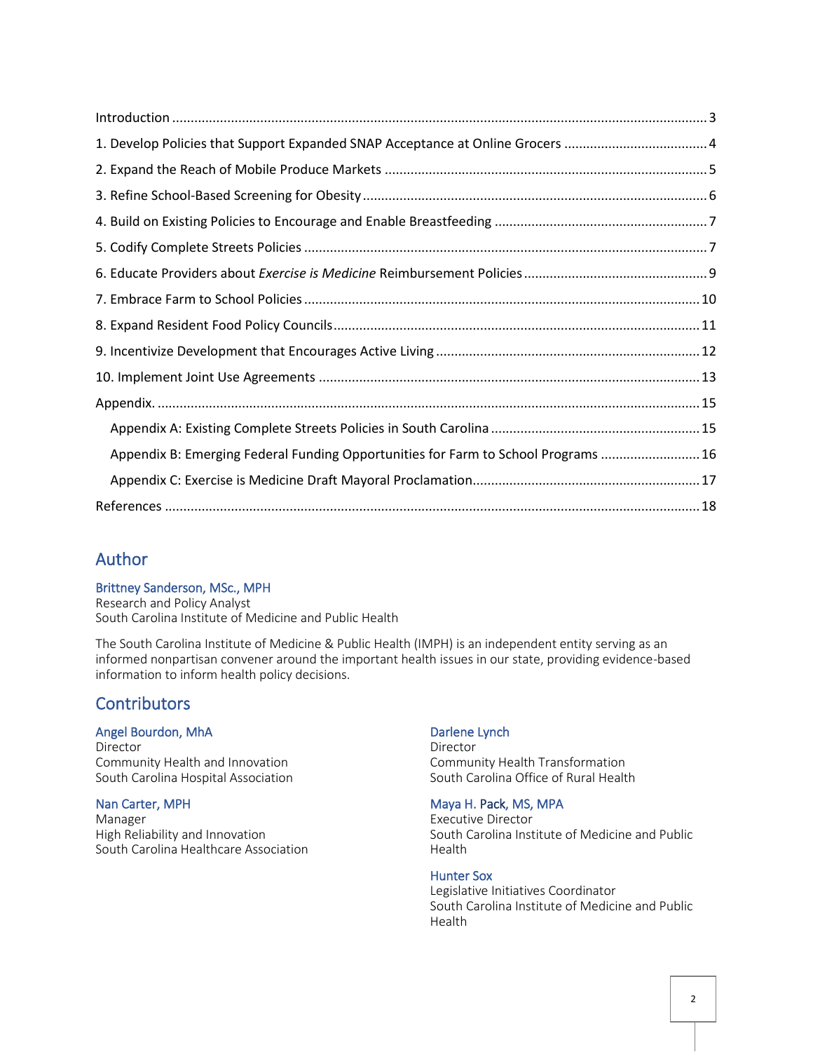Introduction ........ 3

1. Develop Policies that Support Expanded SNAP Acceptance at Online Grocers ........ 4

2. Expand the Reach of Mobile Produce Markets ........ 5

3. Refine School-Based Screening for Obesity ........ 6

4. Build on Existing Policies to Encourage and Enable Breastfeeding ........ 7

5. Codify Complete Streets Policies ........ 7

6. Educate Providers about *Exercise is Medicine* Reimbursement Policies ........ 9

7. Embrace Farm to School Policies ........ 10

8. Expand Resident Food Policy Councils ........ 11

9. Incentivize Development that Encourages Active Living ........ 12

10. Implement Joint Use Agreements ........ 13

Appendix. ........ 15

- Appendix A: Existing Complete Streets Policies in South Carolina ........ 15
- Appendix B: Emerging Federal Funding Opportunities for Farm to School Programs ........ 16
- Appendix C: Exercise is Medicine Draft Mayoral Proclamation ........ 17

References ........ 18

## Author

**Brittney Sanderson, MSc., MPH**
Research and Policy Analyst
South Carolina Institute of Medicine and Public Health

The South Carolina Institute of Medicine & Public Health (IMPH) is an independent entity serving as an informed nonpartisan convener around the important health issues in our state, providing evidence-based information to inform health policy decisions.

## Contributors

**Angel Bourdon, MhA**
Director
Community Health and Innovation
South Carolina Hospital Association

**Nan Carter, MPH**
Manager
High Reliability and Innovation
South Carolina Healthcare Association

**Darlene Lynch**
Director
Community Health Transformation
South Carolina Office of Rural Health

**Maya H. Pack, MS, MPA**
Executive Director
South Carolina Institute of Medicine and Public Health

**Hunter Sox**
Legislative Initiatives Coordinator
South Carolina Institute of Medicine and Public Health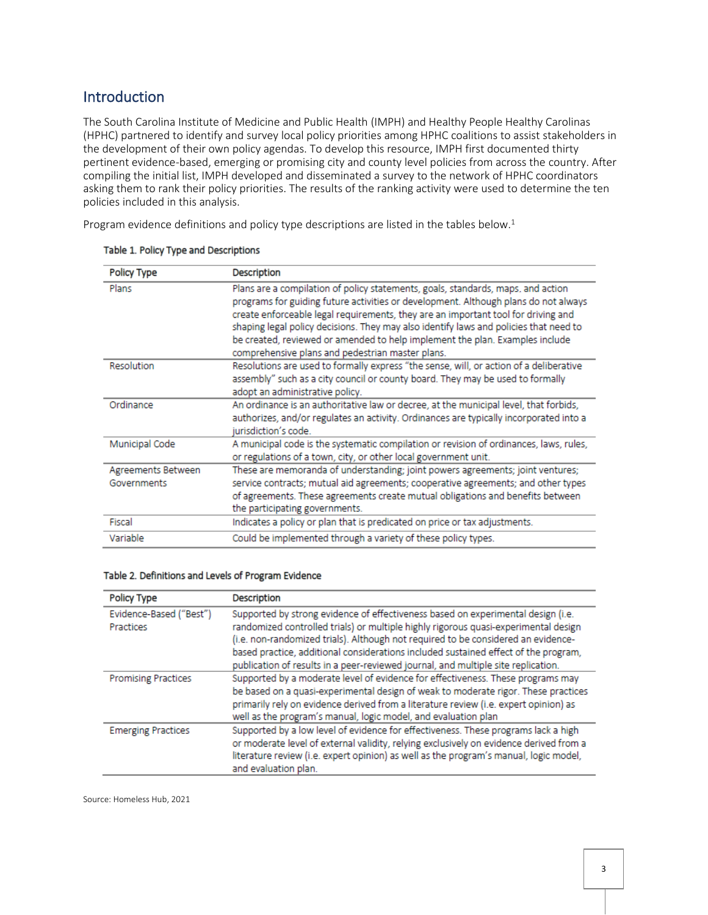## Introduction

The South Carolina Institute of Medicine and Public Health (IMPH) and Healthy People Healthy Carolinas (HPHC) partnered to identify and survey local policy priorities among HPHC coalitions to assist stakeholders in the development of their own policy agendas. To develop this resource, IMPH first documented thirty pertinent evidence-based, emerging or promising city and county level policies from across the country. After compiling the initial list, IMPH developed and disseminated a survey to the network of HPHC coordinators asking them to rank their policy priorities. The results of the ranking activity were used to determine the ten policies included in this analysis.

Program evidence definitions and policy type descriptions are listed in the tables below.[1]

**Table 1. Policy Type and Descriptions**

| Policy Type | Description |
|---|---|
| Plans | Plans are a compilation of policy statements, goals, standards, maps. and action programs for guiding future activities or development. Although plans do not always create enforceable legal requirements, they are an important tool for driving and shaping legal policy decisions. They may also identify laws and policies that need to be created, reviewed or amended to help implement the plan. Examples include comprehensive plans and pedestrian master plans. |
| Resolution | Resolutions are used to formally express "the sense, will, or action of a deliberative assembly" such as a city council or county board. They may be used to formally adopt an administrative policy. |
| Ordinance | An ordinance is an authoritative law or decree, at the municipal level, that forbids, authorizes, and/or regulates an activity. Ordinances are typically incorporated into a jurisdiction's code. |
| Municipal Code | A municipal code is the systematic compilation or revision of ordinances, laws, rules, or regulations of a town, city, or other local government unit. |
| Agreements Between Governments | These are memoranda of understanding; joint powers agreements; joint ventures; service contracts; mutual aid agreements; cooperative agreements; and other types of agreements. These agreements create mutual obligations and benefits between the participating governments. |
| Fiscal | Indicates a policy or plan that is predicated on price or tax adjustments. |
| Variable | Could be implemented through a variety of these policy types. |

**Table 2. Definitions and Levels of Program Evidence**

| Policy Type | Description |
|---|---|
| Evidence-Based ("Best") Practices | Supported by strong evidence of effectiveness based on experimental design (i.e. randomized controlled trials) or multiple highly rigorous quasi-experimental design (i.e. non-randomized trials). Although not required to be considered an evidence-based practice, additional considerations included sustained effect of the program, publication of results in a peer-reviewed journal, and multiple site replication. |
| Promising Practices | Supported by a moderate level of evidence for effectiveness. These programs may be based on a quasi-experimental design of weak to moderate rigor. These practices primarily rely on evidence derived from a literature review (i.e. expert opinion) as well as the program's manual, logic model, and evaluation plan |
| Emerging Practices | Supported by a low level of evidence for effectiveness. These programs lack a high or moderate level of external validity, relying exclusively on evidence derived from a literature review (i.e. expert opinion) as well as the program's manual, logic model, and evaluation plan. |

Source: Homeless Hub, 2021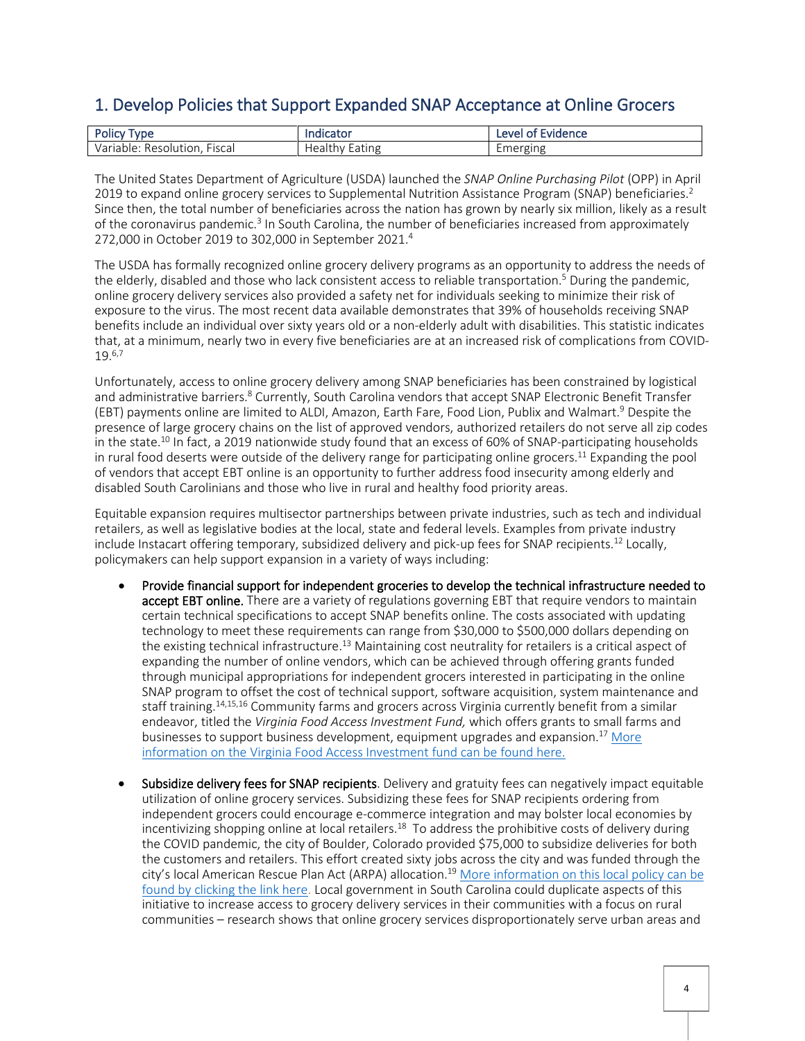## 1. Develop Policies that Support Expanded SNAP Acceptance at Online Grocers

| Policy Type | Indicator | Level of Evidence |
| --- | --- | --- |
| Variable: Resolution, Fiscal | Healthy Eating | Emerging |

The United States Department of Agriculture (USDA) launched the *SNAP Online Purchasing Pilot* (OPP) in April 2019 to expand online grocery services to Supplemental Nutrition Assistance Program (SNAP) beneficiaries.[2] Since then, the total number of beneficiaries across the nation has grown by nearly six million, likely as a result of the coronavirus pandemic.[3] In South Carolina, the number of beneficiaries increased from approximately 272,000 in October 2019 to 302,000 in September 2021.[4]

The USDA has formally recognized online grocery delivery programs as an opportunity to address the needs of the elderly, disabled and those who lack consistent access to reliable transportation.[5] During the pandemic, online grocery delivery services also provided a safety net for individuals seeking to minimize their risk of exposure to the virus. The most recent data available demonstrates that 39% of households receiving SNAP benefits include an individual over sixty years old or a non-elderly adult with disabilities. This statistic indicates that, at a minimum, nearly two in every five beneficiaries are at an increased risk of complications from COVID-19.[6,7]

Unfortunately, access to online grocery delivery among SNAP beneficiaries has been constrained by logistical and administrative barriers.[8] Currently, South Carolina vendors that accept SNAP Electronic Benefit Transfer (EBT) payments online are limited to ALDI, Amazon, Earth Fare, Food Lion, Publix and Walmart.[9] Despite the presence of large grocery chains on the list of approved vendors, authorized retailers do not serve all zip codes in the state.[10] In fact, a 2019 nationwide study found that an excess of 60% of SNAP-participating households in rural food deserts were outside of the delivery range for participating online grocers.[11] Expanding the pool of vendors that accept EBT online is an opportunity to further address food insecurity among elderly and disabled South Carolinians and those who live in rural and healthy food priority areas.

Equitable expansion requires multisector partnerships between private industries, such as tech and individual retailers, as well as legislative bodies at the local, state and federal levels. Examples from private industry include Instacart offering temporary, subsidized delivery and pick-up fees for SNAP recipients.[12] Locally, policymakers can help support expansion in a variety of ways including:

- **Provide financial support for independent groceries to develop the technical infrastructure needed to accept EBT online.** There are a variety of regulations governing EBT that require vendors to maintain certain technical specifications to accept SNAP benefits online. The costs associated with updating technology to meet these requirements can range from $30,000 to $500,000 dollars depending on the existing technical infrastructure.[13] Maintaining cost neutrality for retailers is a critical aspect of expanding the number of online vendors, which can be achieved through offering grants funded through municipal appropriations for independent grocers interested in participating in the online SNAP program to offset the cost of technical support, software acquisition, system maintenance and staff training.[14,15,16] Community farms and grocers across Virginia currently benefit from a similar endeavor, titled the *Virginia Food Access Investment Fund,* which offers grants to small farms and businesses to support business development, equipment upgrades and expansion.[17] More information on the Virginia Food Access Investment fund can be found here.

- **Subsidize delivery fees for SNAP recipients**. Delivery and gratuity fees can negatively impact equitable utilization of online grocery services. Subsidizing these fees for SNAP recipients ordering from independent grocers could encourage e-commerce integration and may bolster local economies by incentivizing shopping online at local retailers.[18] To address the prohibitive costs of delivery during the COVID pandemic, the city of Boulder, Colorado provided $75,000 to subsidize deliveries for both the customers and retailers. This effort created sixty jobs across the city and was funded through the city's local American Rescue Plan Act (ARPA) allocation.[19] More information on this local policy can be found by clicking the link here. Local government in South Carolina could duplicate aspects of this initiative to increase access to grocery delivery services in their communities with a focus on rural communities – research shows that online grocery services disproportionately serve urban areas and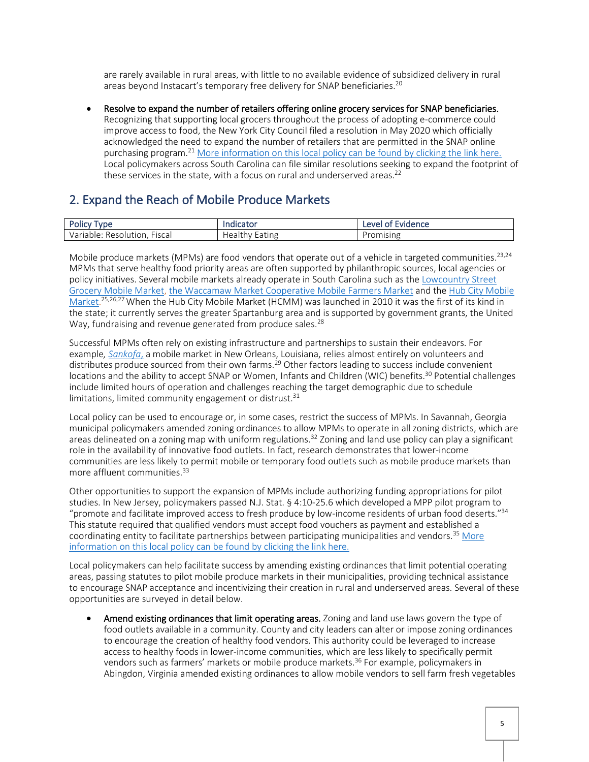are rarely available in rural areas, with little to no available evidence of subsidized delivery in rural areas beyond Instacart's temporary free delivery for SNAP beneficiaries.[20]

- **Resolve to expand the number of retailers offering online grocery services for SNAP beneficiaries.** Recognizing that supporting local grocers throughout the process of adopting e-commerce could improve access to food, the New York City Council filed a resolution in May 2020 which officially acknowledged the need to expand the number of retailers that are permitted in the SNAP online purchasing program.[21] More information on this local policy can be found by clicking the link here. Local policymakers across South Carolina can file similar resolutions seeking to expand the footprint of these services in the state, with a focus on rural and underserved areas.[22]

## 2. Expand the Reach of Mobile Produce Markets

| Policy Type | Indicator | Level of Evidence |
|---|---|---|
| Variable: Resolution, Fiscal | Healthy Eating | Promising |

Mobile produce markets (MPMs) are food vendors that operate out of a vehicle in targeted communities.[23,24] MPMs that serve healthy food priority areas are often supported by philanthropic sources, local agencies or policy initiatives. Several mobile markets already operate in South Carolina such as the Lowcountry Street Grocery Mobile Market, the Waccamaw Market Cooperative Mobile Farmers Market and the Hub City Mobile Market.[25,26,27] When the Hub City Mobile Market (HCMM) was launched in 2010 it was the first of its kind in the state; it currently serves the greater Spartanburg area and is supported by government grants, the United Way, fundraising and revenue generated from produce sales.[28]

Successful MPMs often rely on existing infrastructure and partnerships to sustain their endeavors. For example, *Sankofa*, a mobile market in New Orleans, Louisiana, relies almost entirely on volunteers and distributes produce sourced from their own farms.[29] Other factors leading to success include convenient locations and the ability to accept SNAP or Women, Infants and Children (WIC) benefits.[30] Potential challenges include limited hours of operation and challenges reaching the target demographic due to schedule limitations, limited community engagement or distrust.[31]

Local policy can be used to encourage or, in some cases, restrict the success of MPMs. In Savannah, Georgia municipal policymakers amended zoning ordinances to allow MPMs to operate in all zoning districts, which are areas delineated on a zoning map with uniform regulations.[32] Zoning and land use policy can play a significant role in the availability of innovative food outlets. In fact, research demonstrates that lower-income communities are less likely to permit mobile or temporary food outlets such as mobile produce markets than more affluent communities.[33]

Other opportunities to support the expansion of MPMs include authorizing funding appropriations for pilot studies. In New Jersey, policymakers passed N.J. Stat. § 4:10-25.6 which developed a MPP pilot program to "promote and facilitate improved access to fresh produce by low-income residents of urban food deserts."[34] This statute required that qualified vendors must accept food vouchers as payment and established a coordinating entity to facilitate partnerships between participating municipalities and vendors.[35] More information on this local policy can be found by clicking the link here.

Local policymakers can help facilitate success by amending existing ordinances that limit potential operating areas, passing statutes to pilot mobile produce markets in their municipalities, providing technical assistance to encourage SNAP acceptance and incentivizing their creation in rural and underserved areas. Several of these opportunities are surveyed in detail below.

- **Amend existing ordinances that limit operating areas.** Zoning and land use laws govern the type of food outlets available in a community. County and city leaders can alter or impose zoning ordinances to encourage the creation of healthy food vendors. This authority could be leveraged to increase access to healthy foods in lower-income communities, which are less likely to specifically permit vendors such as farmers' markets or mobile produce markets.[36] For example, policymakers in Abingdon, Virginia amended existing ordinances to allow mobile vendors to sell farm fresh vegetables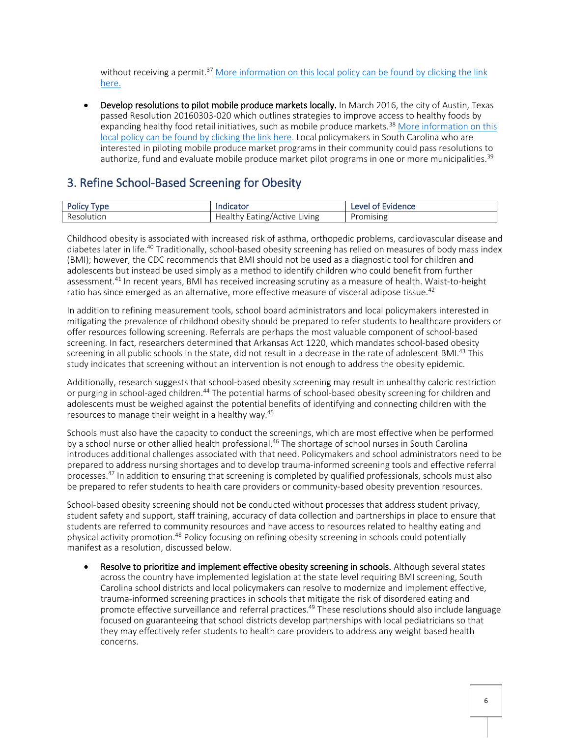without receiving a permit.[37] More information on this local policy can be found by clicking the link here.

- **Develop resolutions to pilot mobile produce markets locally.** In March 2016, the city of Austin, Texas passed Resolution 20160303-020 which outlines strategies to improve access to healthy foods by expanding healthy food retail initiatives, such as mobile produce markets.[38] More information on this local policy can be found by clicking the link here. Local policymakers in South Carolina who are interested in piloting mobile produce market programs in their community could pass resolutions to authorize, fund and evaluate mobile produce market pilot programs in one or more municipalities.[39]

## 3. Refine School-Based Screening for Obesity

| Policy Type | Indicator | Level of Evidence |
|---|---|---|
| Resolution | Healthy Eating/Active Living | Promising |

Childhood obesity is associated with increased risk of asthma, orthopedic problems, cardiovascular disease and diabetes later in life.[40] Traditionally, school-based obesity screening has relied on measures of body mass index (BMI); however, the CDC recommends that BMI should not be used as a diagnostic tool for children and adolescents but instead be used simply as a method to identify children who could benefit from further assessment.[41] In recent years, BMI has received increasing scrutiny as a measure of health. Waist-to-height ratio has since emerged as an alternative, more effective measure of visceral adipose tissue.[42]

In addition to refining measurement tools, school board administrators and local policymakers interested in mitigating the prevalence of childhood obesity should be prepared to refer students to healthcare providers or offer resources following screening. Referrals are perhaps the most valuable component of school-based screening. In fact, researchers determined that Arkansas Act 1220, which mandates school-based obesity screening in all public schools in the state, did not result in a decrease in the rate of adolescent BMI.[43] This study indicates that screening without an intervention is not enough to address the obesity epidemic.

Additionally, research suggests that school-based obesity screening may result in unhealthy caloric restriction or purging in school-aged children.[44] The potential harms of school-based obesity screening for children and adolescents must be weighed against the potential benefits of identifying and connecting children with the resources to manage their weight in a healthy way.[45]

Schools must also have the capacity to conduct the screenings, which are most effective when be performed by a school nurse or other allied health professional.[46] The shortage of school nurses in South Carolina introduces additional challenges associated with that need. Policymakers and school administrators need to be prepared to address nursing shortages and to develop trauma-informed screening tools and effective referral processes.[47] In addition to ensuring that screening is completed by qualified professionals, schools must also be prepared to refer students to health care providers or community-based obesity prevention resources.

School-based obesity screening should not be conducted without processes that address student privacy, student safety and support, staff training, accuracy of data collection and partnerships in place to ensure that students are referred to community resources and have access to resources related to healthy eating and physical activity promotion.[48] Policy focusing on refining obesity screening in schools could potentially manifest as a resolution, discussed below.

- **Resolve to prioritize and implement effective obesity screening in schools.** Although several states across the country have implemented legislation at the state level requiring BMI screening, South Carolina school districts and local policymakers can resolve to modernize and implement effective, trauma-informed screening practices in schools that mitigate the risk of disordered eating and promote effective surveillance and referral practices.[49] These resolutions should also include language focused on guaranteeing that school districts develop partnerships with local pediatricians so that they may effectively refer students to health care providers to address any weight based health concerns.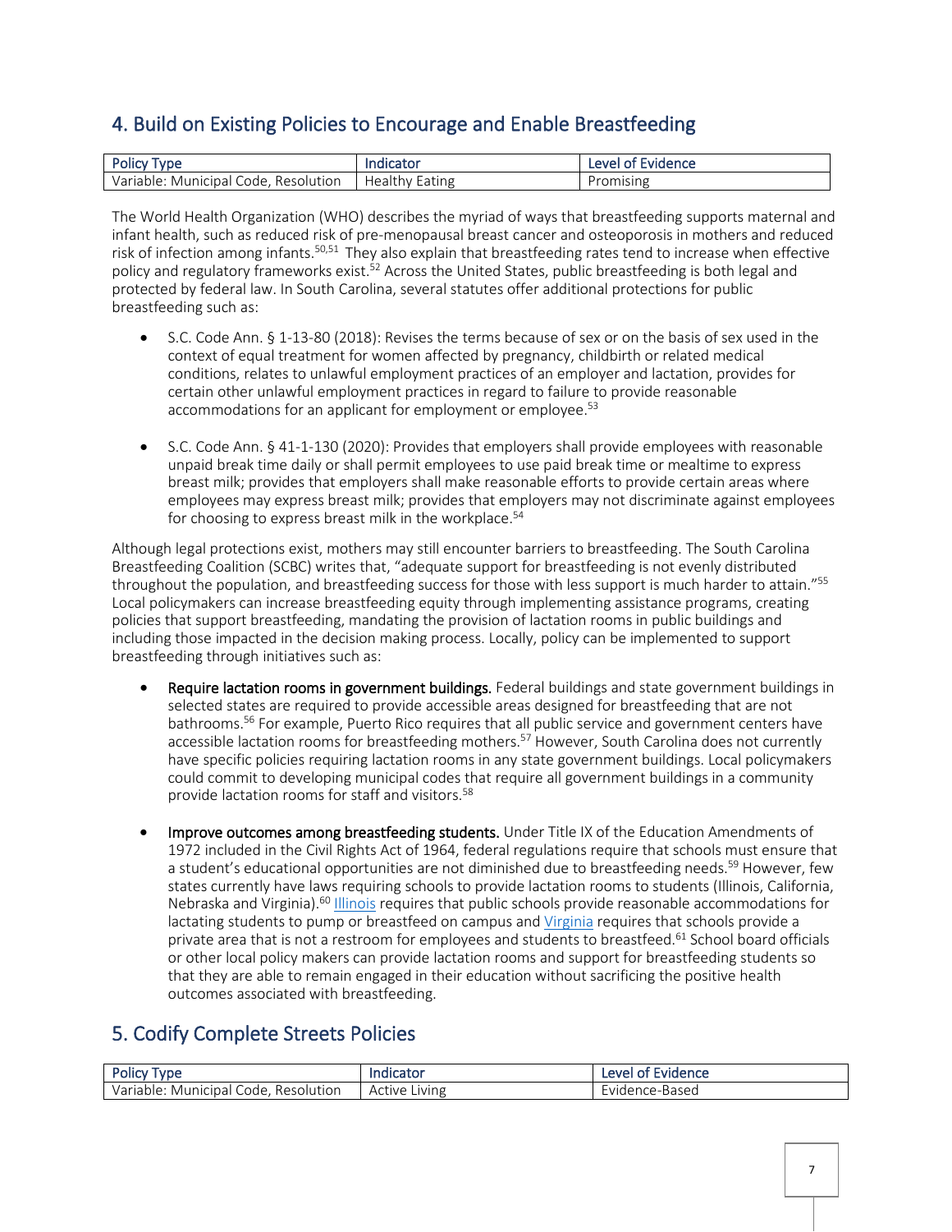## 4. Build on Existing Policies to Encourage and Enable Breastfeeding

| Policy Type | Indicator | Level of Evidence |
|---|---|---|
| Variable: Municipal Code, Resolution | Healthy Eating | Promising |

The World Health Organization (WHO) describes the myriad of ways that breastfeeding supports maternal and infant health, such as reduced risk of pre-menopausal breast cancer and osteoporosis in mothers and reduced risk of infection among infants.[50,51] They also explain that breastfeeding rates tend to increase when effective policy and regulatory frameworks exist.[52] Across the United States, public breastfeeding is both legal and protected by federal law. In South Carolina, several statutes offer additional protections for public breastfeeding such as:

- S.C. Code Ann. § 1-13-80 (2018): Revises the terms because of sex or on the basis of sex used in the context of equal treatment for women affected by pregnancy, childbirth or related medical conditions, relates to unlawful employment practices of an employer and lactation, provides for certain other unlawful employment practices in regard to failure to provide reasonable accommodations for an applicant for employment or employee.[53]

- S.C. Code Ann. § 41-1-130 (2020): Provides that employers shall provide employees with reasonable unpaid break time daily or shall permit employees to use paid break time or mealtime to express breast milk; provides that employers shall make reasonable efforts to provide certain areas where employees may express breast milk; provides that employers may not discriminate against employees for choosing to express breast milk in the workplace.[54]

Although legal protections exist, mothers may still encounter barriers to breastfeeding. The South Carolina Breastfeeding Coalition (SCBC) writes that, "adequate support for breastfeeding is not evenly distributed throughout the population, and breastfeeding success for those with less support is much harder to attain."[55] Local policymakers can increase breastfeeding equity through implementing assistance programs, creating policies that support breastfeeding, mandating the provision of lactation rooms in public buildings and including those impacted in the decision making process. Locally, policy can be implemented to support breastfeeding through initiatives such as:

- **Require lactation rooms in government buildings.** Federal buildings and state government buildings in selected states are required to provide accessible areas designed for breastfeeding that are not bathrooms.[56] For example, Puerto Rico requires that all public service and government centers have accessible lactation rooms for breastfeeding mothers.[57] However, South Carolina does not currently have specific policies requiring lactation rooms in any state government buildings. Local policymakers could commit to developing municipal codes that require all government buildings in a community provide lactation rooms for staff and visitors.[58]

- **Improve outcomes among breastfeeding students.** Under Title IX of the Education Amendments of 1972 included in the Civil Rights Act of 1964, federal regulations require that schools must ensure that a student's educational opportunities are not diminished due to breastfeeding needs.[59] However, few states currently have laws requiring schools to provide lactation rooms to students (Illinois, California, Nebraska and Virginia).[60] Illinois requires that public schools provide reasonable accommodations for lactating students to pump or breastfeed on campus and Virginia requires that schools provide a private area that is not a restroom for employees and students to breastfeed.[61] School board officials or other local policy makers can provide lactation rooms and support for breastfeeding students so that they are able to remain engaged in their education without sacrificing the positive health outcomes associated with breastfeeding.

## 5. Codify Complete Streets Policies

| Policy Type | Indicator | Level of Evidence |
|---|---|---|
| Variable: Municipal Code, Resolution | Active Living | Evidence-Based |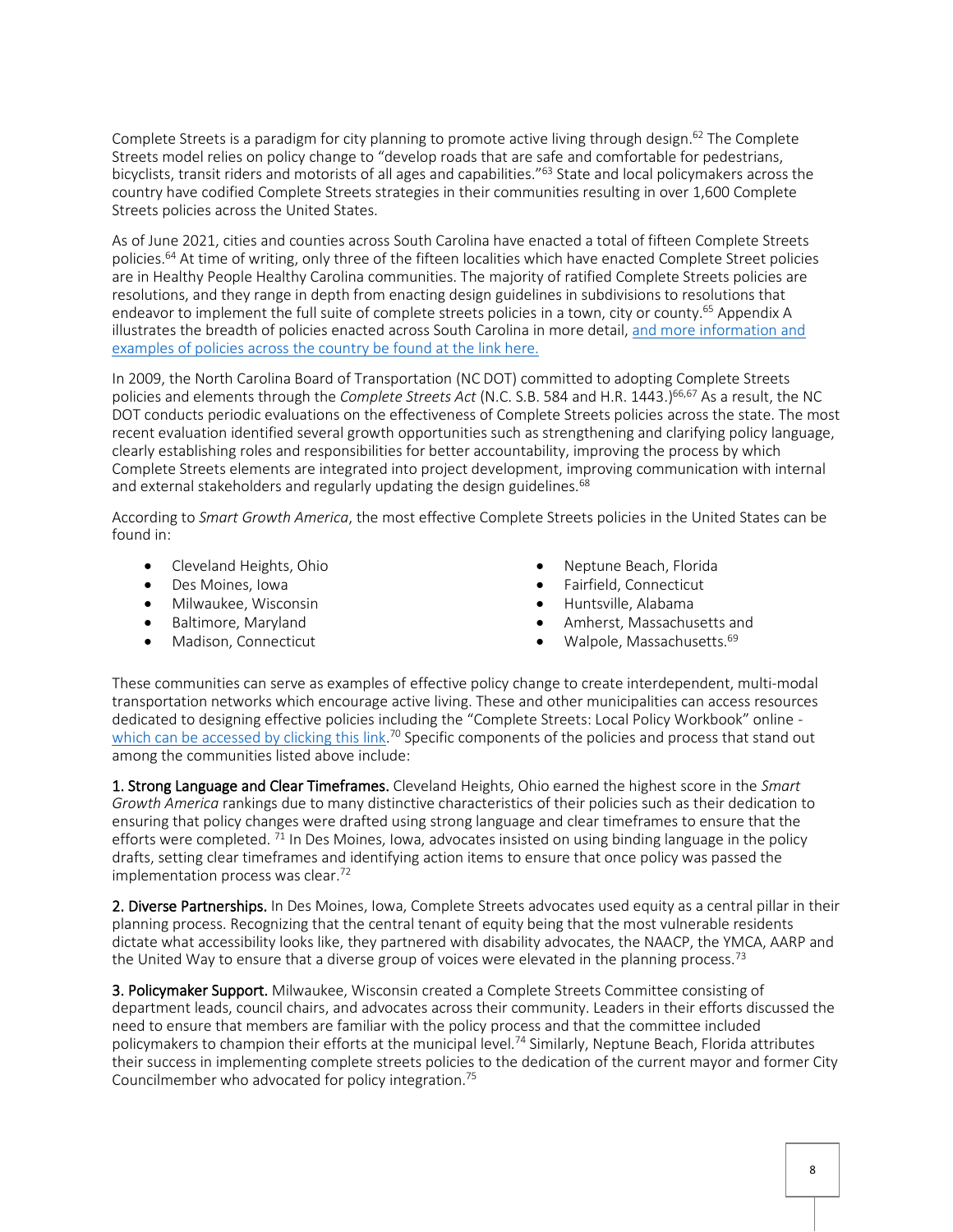Complete Streets is a paradigm for city planning to promote active living through design.[62] The Complete Streets model relies on policy change to "develop roads that are safe and comfortable for pedestrians, bicyclists, transit riders and motorists of all ages and capabilities."[63] State and local policymakers across the country have codified Complete Streets strategies in their communities resulting in over 1,600 Complete Streets policies across the United States.

As of June 2021, cities and counties across South Carolina have enacted a total of fifteen Complete Streets policies.[64] At time of writing, only three of the fifteen localities which have enacted Complete Street policies are in Healthy People Healthy Carolina communities. The majority of ratified Complete Streets policies are resolutions, and they range in depth from enacting design guidelines in subdivisions to resolutions that endeavor to implement the full suite of complete streets policies in a town, city or county.[65] Appendix A illustrates the breadth of policies enacted across South Carolina in more detail, and more information and examples of policies across the country be found at the link here.

In 2009, the North Carolina Board of Transportation (NC DOT) committed to adopting Complete Streets policies and elements through the *Complete Streets Act* (N.C. S.B. 584 and H.R. 1443.)[66,67] As a result, the NC DOT conducts periodic evaluations on the effectiveness of Complete Streets policies across the state. The most recent evaluation identified several growth opportunities such as strengthening and clarifying policy language, clearly establishing roles and responsibilities for better accountability, improving the process by which Complete Streets elements are integrated into project development, improving communication with internal and external stakeholders and regularly updating the design guidelines.[68]

According to *Smart Growth America*, the most effective Complete Streets policies in the United States can be found in:

- Cleveland Heights, Ohio
- Des Moines, Iowa
- Milwaukee, Wisconsin
- Baltimore, Maryland
- Madison, Connecticut
- Neptune Beach, Florida
- Fairfield, Connecticut
- Huntsville, Alabama
- Amherst, Massachusetts and
- Walpole, Massachusetts.[69]

These communities can serve as examples of effective policy change to create interdependent, multi-modal transportation networks which encourage active living. These and other municipalities can access resources dedicated to designing effective policies including the "Complete Streets: Local Policy Workbook" online - which can be accessed by clicking this link.[70] Specific components of the policies and process that stand out among the communities listed above include:

**1. Strong Language and Clear Timeframes.** Cleveland Heights, Ohio earned the highest score in the *Smart Growth America* rankings due to many distinctive characteristics of their policies such as their dedication to ensuring that policy changes were drafted using strong language and clear timeframes to ensure that the efforts were completed. [71] In Des Moines, Iowa, advocates insisted on using binding language in the policy drafts, setting clear timeframes and identifying action items to ensure that once policy was passed the implementation process was clear.[72]

**2. Diverse Partnerships.** In Des Moines, Iowa, Complete Streets advocates used equity as a central pillar in their planning process. Recognizing that the central tenant of equity being that the most vulnerable residents dictate what accessibility looks like, they partnered with disability advocates, the NAACP, the YMCA, AARP and the United Way to ensure that a diverse group of voices were elevated in the planning process.[73]

**3. Policymaker Support.** Milwaukee, Wisconsin created a Complete Streets Committee consisting of department leads, council chairs, and advocates across their community. Leaders in their efforts discussed the need to ensure that members are familiar with the policy process and that the committee included policymakers to champion their efforts at the municipal level.[74] Similarly, Neptune Beach, Florida attributes their success in implementing complete streets policies to the dedication of the current mayor and former City Councilmember who advocated for policy integration.[75]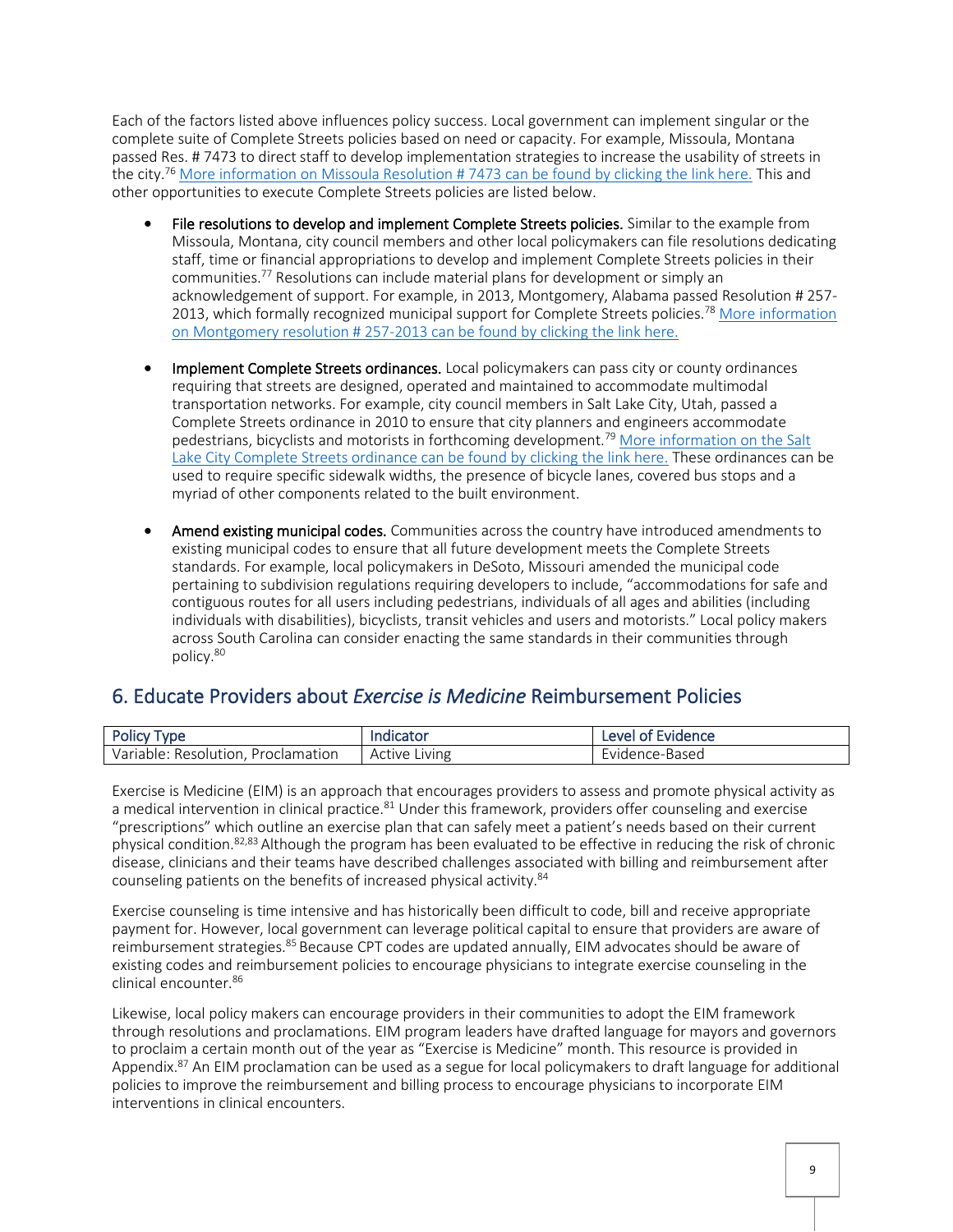Each of the factors listed above influences policy success. Local government can implement singular or the complete suite of Complete Streets policies based on need or capacity. For example, Missoula, Montana passed Res. # 7473 to direct staff to develop implementation strategies to increase the usability of streets in the city.[76] More information on Missoula Resolution # 7473 can be found by clicking the link here. This and other opportunities to execute Complete Streets policies are listed below.

- **File resolutions to develop and implement Complete Streets policies.** Similar to the example from Missoula, Montana, city council members and other local policymakers can file resolutions dedicating staff, time or financial appropriations to develop and implement Complete Streets policies in their communities.[77] Resolutions can include material plans for development or simply an acknowledgement of support. For example, in 2013, Montgomery, Alabama passed Resolution # 257-2013, which formally recognized municipal support for Complete Streets policies.[78] More information on Montgomery resolution # 257-2013 can be found by clicking the link here.

- **Implement Complete Streets ordinances.** Local policymakers can pass city or county ordinances requiring that streets are designed, operated and maintained to accommodate multimodal transportation networks. For example, city council members in Salt Lake City, Utah, passed a Complete Streets ordinance in 2010 to ensure that city planners and engineers accommodate pedestrians, bicyclists and motorists in forthcoming development.[79] More information on the Salt Lake City Complete Streets ordinance can be found by clicking the link here. These ordinances can be used to require specific sidewalk widths, the presence of bicycle lanes, covered bus stops and a myriad of other components related to the built environment.

- **Amend existing municipal codes.** Communities across the country have introduced amendments to existing municipal codes to ensure that all future development meets the Complete Streets standards. For example, local policymakers in DeSoto, Missouri amended the municipal code pertaining to subdivision regulations requiring developers to include, "accommodations for safe and contiguous routes for all users including pedestrians, individuals of all ages and abilities (including individuals with disabilities), bicyclists, transit vehicles and users and motorists." Local policy makers across South Carolina can consider enacting the same standards in their communities through policy.[80]

## 6. Educate Providers about *Exercise is Medicine* Reimbursement Policies

| Policy Type | Indicator | Level of Evidence |
|---|---|---|
| Variable: Resolution, Proclamation | Active Living | Evidence-Based |

Exercise is Medicine (EIM) is an approach that encourages providers to assess and promote physical activity as a medical intervention in clinical practice.[81] Under this framework, providers offer counseling and exercise "prescriptions" which outline an exercise plan that can safely meet a patient's needs based on their current physical condition.[82,83] Although the program has been evaluated to be effective in reducing the risk of chronic disease, clinicians and their teams have described challenges associated with billing and reimbursement after counseling patients on the benefits of increased physical activity.[84]

Exercise counseling is time intensive and has historically been difficult to code, bill and receive appropriate payment for. However, local government can leverage political capital to ensure that providers are aware of reimbursement strategies.[85] Because CPT codes are updated annually, EIM advocates should be aware of existing codes and reimbursement policies to encourage physicians to integrate exercise counseling in the clinical encounter.[86]

Likewise, local policy makers can encourage providers in their communities to adopt the EIM framework through resolutions and proclamations. EIM program leaders have drafted language for mayors and governors to proclaim a certain month out of the year as "Exercise is Medicine" month. This resource is provided in Appendix.[87] An EIM proclamation can be used as a segue for local policymakers to draft language for additional policies to improve the reimbursement and billing process to encourage physicians to incorporate EIM interventions in clinical encounters.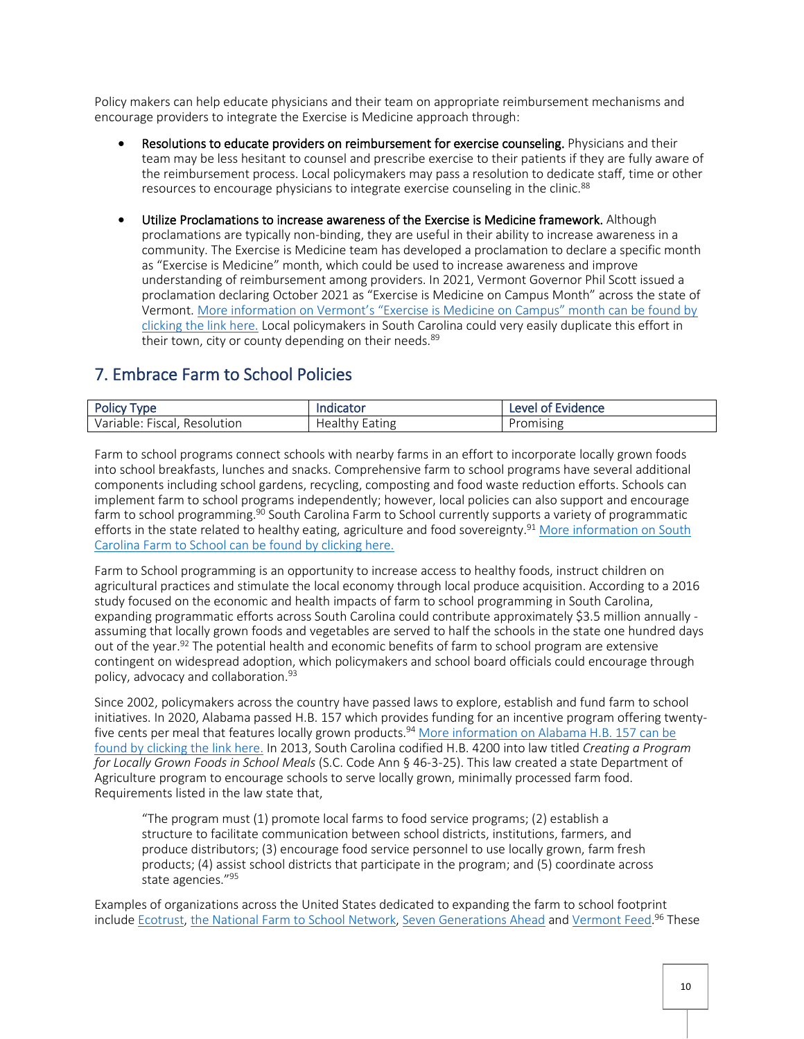Policy makers can help educate physicians and their team on appropriate reimbursement mechanisms and encourage providers to integrate the Exercise is Medicine approach through:

- **Resolutions to educate providers on reimbursement for exercise counseling.** Physicians and their team may be less hesitant to counsel and prescribe exercise to their patients if they are fully aware of the reimbursement process. Local policymakers may pass a resolution to dedicate staff, time or other resources to encourage physicians to integrate exercise counseling in the clinic.[88]

- **Utilize Proclamations to increase awareness of the Exercise is Medicine framework.** Although proclamations are typically non-binding, they are useful in their ability to increase awareness in a community. The Exercise is Medicine team has developed a proclamation to declare a specific month as "Exercise is Medicine" month, which could be used to increase awareness and improve understanding of reimbursement among providers. In 2021, Vermont Governor Phil Scott issued a proclamation declaring October 2021 as "Exercise is Medicine on Campus Month" across the state of Vermont. More information on Vermont's "Exercise is Medicine on Campus" month can be found by clicking the link here. Local policymakers in South Carolina could very easily duplicate this effort in their town, city or county depending on their needs.[89]

## 7. Embrace Farm to School Policies

| Policy Type | Indicator | Level of Evidence |
|---|---|---|
| Variable: Fiscal, Resolution | Healthy Eating | Promising |

Farm to school programs connect schools with nearby farms in an effort to incorporate locally grown foods into school breakfasts, lunches and snacks. Comprehensive farm to school programs have several additional components including school gardens, recycling, composting and food waste reduction efforts. Schools can implement farm to school programs independently; however, local policies can also support and encourage farm to school programming.[90] South Carolina Farm to School currently supports a variety of programmatic efforts in the state related to healthy eating, agriculture and food sovereignty.[91] More information on South Carolina Farm to School can be found by clicking here.

Farm to School programming is an opportunity to increase access to healthy foods, instruct children on agricultural practices and stimulate the local economy through local produce acquisition. According to a 2016 study focused on the economic and health impacts of farm to school programming in South Carolina, expanding programmatic efforts across South Carolina could contribute approximately $3.5 million annually - assuming that locally grown foods and vegetables are served to half the schools in the state one hundred days out of the year.[92] The potential health and economic benefits of farm to school program are extensive contingent on widespread adoption, which policymakers and school board officials could encourage through policy, advocacy and collaboration.[93]

Since 2002, policymakers across the country have passed laws to explore, establish and fund farm to school initiatives. In 2020, Alabama passed H.B. 157 which provides funding for an incentive program offering twenty-five cents per meal that features locally grown products.[94] More information on Alabama H.B. 157 can be found by clicking the link here. In 2013, South Carolina codified H.B. 4200 into law titled *Creating a Program for Locally Grown Foods in School Meals* (S.C. Code Ann § 46-3-25). This law created a state Department of Agriculture program to encourage schools to serve locally grown, minimally processed farm food. Requirements listed in the law state that,

> "The program must (1) promote local farms to food service programs; (2) establish a structure to facilitate communication between school districts, institutions, farmers, and produce distributors; (3) encourage food service personnel to use locally grown, farm fresh products; (4) assist school districts that participate in the program; and (5) coordinate across state agencies."[95]

Examples of organizations across the United States dedicated to expanding the farm to school footprint include Ecotrust, the National Farm to School Network, Seven Generations Ahead and Vermont Feed.[96] These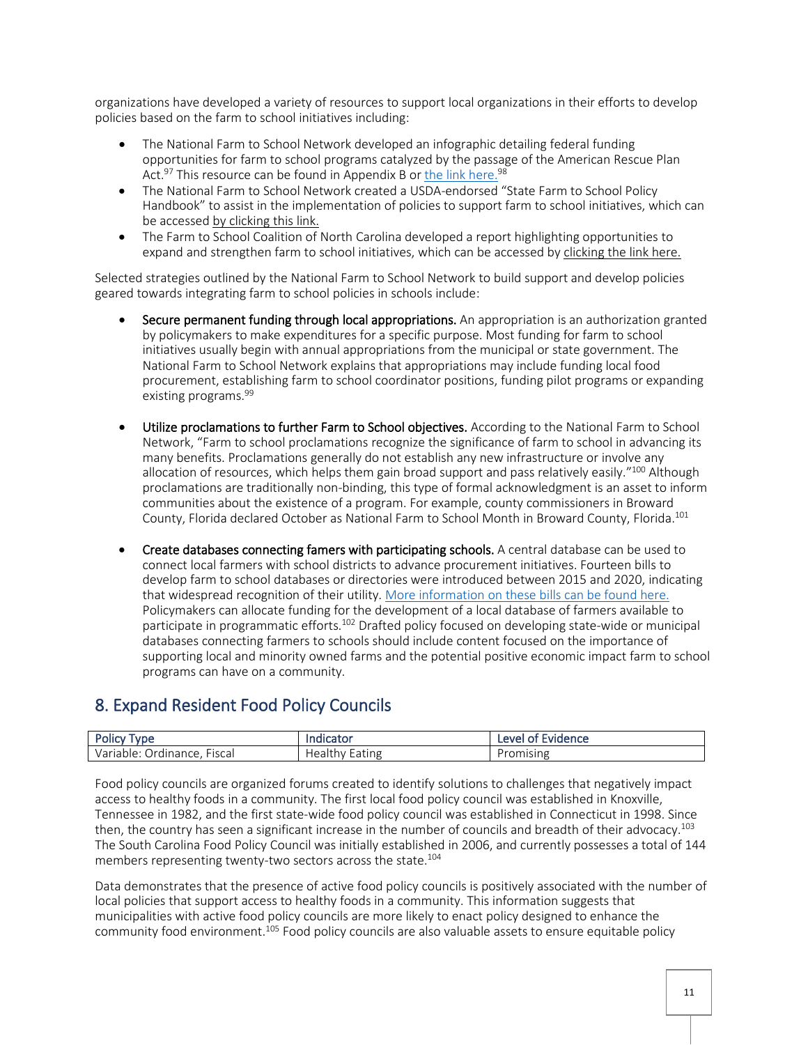organizations have developed a variety of resources to support local organizations in their efforts to develop policies based on the farm to school initiatives including:

- The National Farm to School Network developed an infographic detailing federal funding opportunities for farm to school programs catalyzed by the passage of the American Rescue Plan Act.[97] This resource can be found in Appendix B or the link here.[98]
- The National Farm to School Network created a USDA-endorsed "State Farm to School Policy Handbook" to assist in the implementation of policies to support farm to school initiatives, which can be accessed by clicking this link.
- The Farm to School Coalition of North Carolina developed a report highlighting opportunities to expand and strengthen farm to school initiatives, which can be accessed by clicking the link here.

Selected strategies outlined by the National Farm to School Network to build support and develop policies geared towards integrating farm to school policies in schools include:

- **Secure permanent funding through local appropriations.** An appropriation is an authorization granted by policymakers to make expenditures for a specific purpose. Most funding for farm to school initiatives usually begin with annual appropriations from the municipal or state government. The National Farm to School Network explains that appropriations may include funding local food procurement, establishing farm to school coordinator positions, funding pilot programs or expanding existing programs.[99]

- **Utilize proclamations to further Farm to School objectives.** According to the National Farm to School Network, "Farm to school proclamations recognize the significance of farm to school in advancing its many benefits. Proclamations generally do not establish any new infrastructure or involve any allocation of resources, which helps them gain broad support and pass relatively easily."[100] Although proclamations are traditionally non-binding, this type of formal acknowledgment is an asset to inform communities about the existence of a program. For example, county commissioners in Broward County, Florida declared October as National Farm to School Month in Broward County, Florida.[101]

- **Create databases connecting famers with participating schools.** A central database can be used to connect local farmers with school districts to advance procurement initiatives. Fourteen bills to develop farm to school databases or directories were introduced between 2015 and 2020, indicating that widespread recognition of their utility. More information on these bills can be found here. Policymakers can allocate funding for the development of a local database of farmers available to participate in programmatic efforts.[102] Drafted policy focused on developing state-wide or municipal databases connecting farmers to schools should include content focused on the importance of supporting local and minority owned farms and the potential positive economic impact farm to school programs can have on a community.

## 8. Expand Resident Food Policy Councils

| Policy Type | Indicator | Level of Evidence |
|---|---|---|
| Variable: Ordinance, Fiscal | Healthy Eating | Promising |

Food policy councils are organized forums created to identify solutions to challenges that negatively impact access to healthy foods in a community. The first local food policy council was established in Knoxville, Tennessee in 1982, and the first state-wide food policy council was established in Connecticut in 1998. Since then, the country has seen a significant increase in the number of councils and breadth of their advocacy.[103] The South Carolina Food Policy Council was initially established in 2006, and currently possesses a total of 144 members representing twenty-two sectors across the state.[104]

Data demonstrates that the presence of active food policy councils is positively associated with the number of local policies that support access to healthy foods in a community. This information suggests that municipalities with active food policy councils are more likely to enact policy designed to enhance the community food environment.[105] Food policy councils are also valuable assets to ensure equitable policy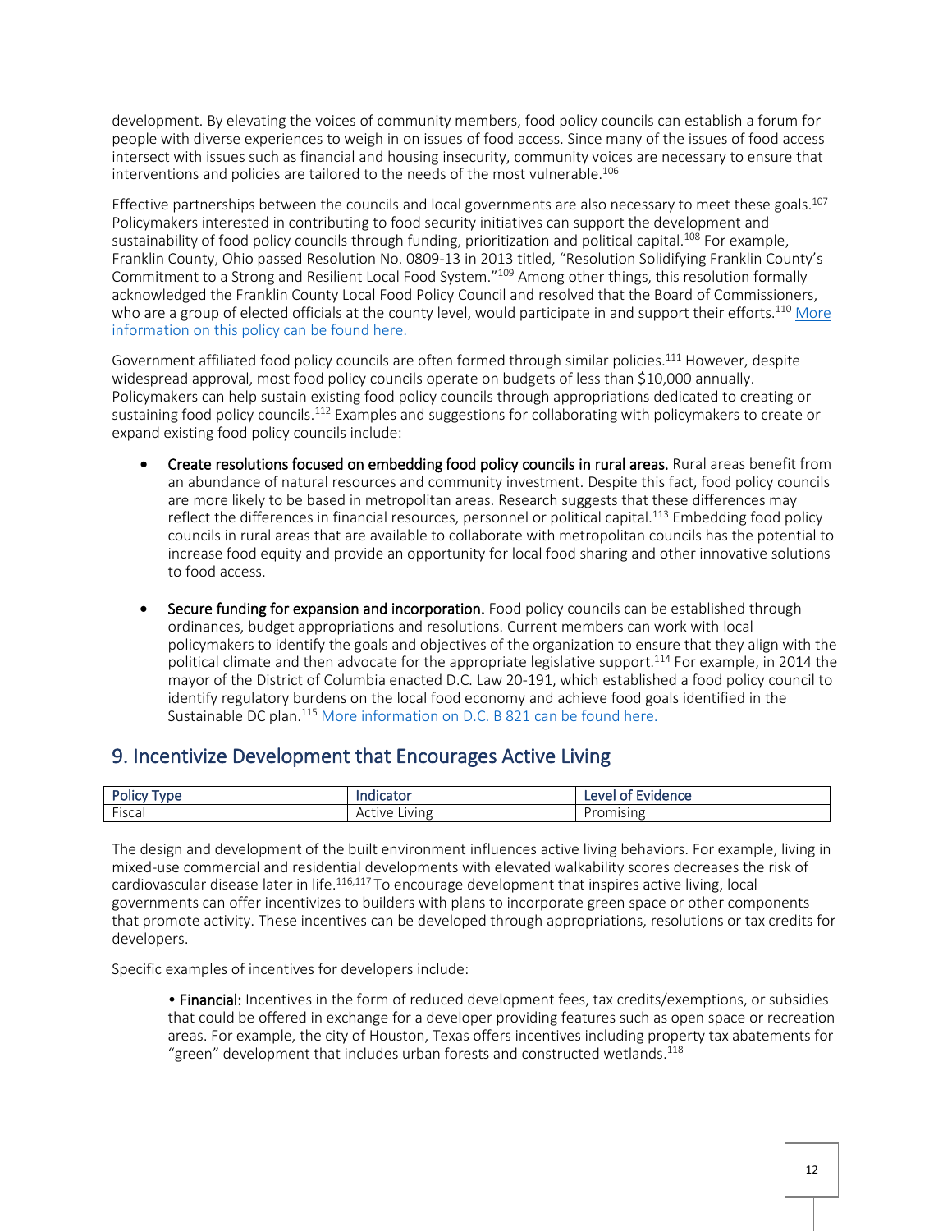development. By elevating the voices of community members, food policy councils can establish a forum for people with diverse experiences to weigh in on issues of food access. Since many of the issues of food access intersect with issues such as financial and housing insecurity, community voices are necessary to ensure that interventions and policies are tailored to the needs of the most vulnerable.[106]

Effective partnerships between the councils and local governments are also necessary to meet these goals.[107] Policymakers interested in contributing to food security initiatives can support the development and sustainability of food policy councils through funding, prioritization and political capital.[108] For example, Franklin County, Ohio passed Resolution No. 0809-13 in 2013 titled, "Resolution Solidifying Franklin County's Commitment to a Strong and Resilient Local Food System."[109] Among other things, this resolution formally acknowledged the Franklin County Local Food Policy Council and resolved that the Board of Commissioners, who are a group of elected officials at the county level, would participate in and support their efforts.[110] More information on this policy can be found here.

Government affiliated food policy councils are often formed through similar policies.[111] However, despite widespread approval, most food policy councils operate on budgets of less than $10,000 annually. Policymakers can help sustain existing food policy councils through appropriations dedicated to creating or sustaining food policy councils.[112] Examples and suggestions for collaborating with policymakers to create or expand existing food policy councils include:

- **Create resolutions focused on embedding food policy councils in rural areas.** Rural areas benefit from an abundance of natural resources and community investment. Despite this fact, food policy councils are more likely to be based in metropolitan areas. Research suggests that these differences may reflect the differences in financial resources, personnel or political capital.[113] Embedding food policy councils in rural areas that are available to collaborate with metropolitan councils has the potential to increase food equity and provide an opportunity for local food sharing and other innovative solutions to food access.

- **Secure funding for expansion and incorporation.** Food policy councils can be established through ordinances, budget appropriations and resolutions. Current members can work with local policymakers to identify the goals and objectives of the organization to ensure that they align with the political climate and then advocate for the appropriate legislative support.[114] For example, in 2014 the mayor of the District of Columbia enacted D.C. Law 20-191, which established a food policy council to identify regulatory burdens on the local food economy and achieve food goals identified in the Sustainable DC plan.[115] More information on D.C. B 821 can be found here.

## 9. Incentivize Development that Encourages Active Living

| Policy Type | Indicator | Level of Evidence |
| --- | --- | --- |
| Fiscal | Active Living | Promising |

The design and development of the built environment influences active living behaviors. For example, living in mixed-use commercial and residential developments with elevated walkability scores decreases the risk of cardiovascular disease later in life.[116,117] To encourage development that inspires active living, local governments can offer incentivizes to builders with plans to incorporate green space or other components that promote activity. These incentives can be developed through appropriations, resolutions or tax credits for developers.

Specific examples of incentives for developers include:

- **Financial:** Incentives in the form of reduced development fees, tax credits/exemptions, or subsidies that could be offered in exchange for a developer providing features such as open space or recreation areas. For example, the city of Houston, Texas offers incentives including property tax abatements for "green" development that includes urban forests and constructed wetlands.[118]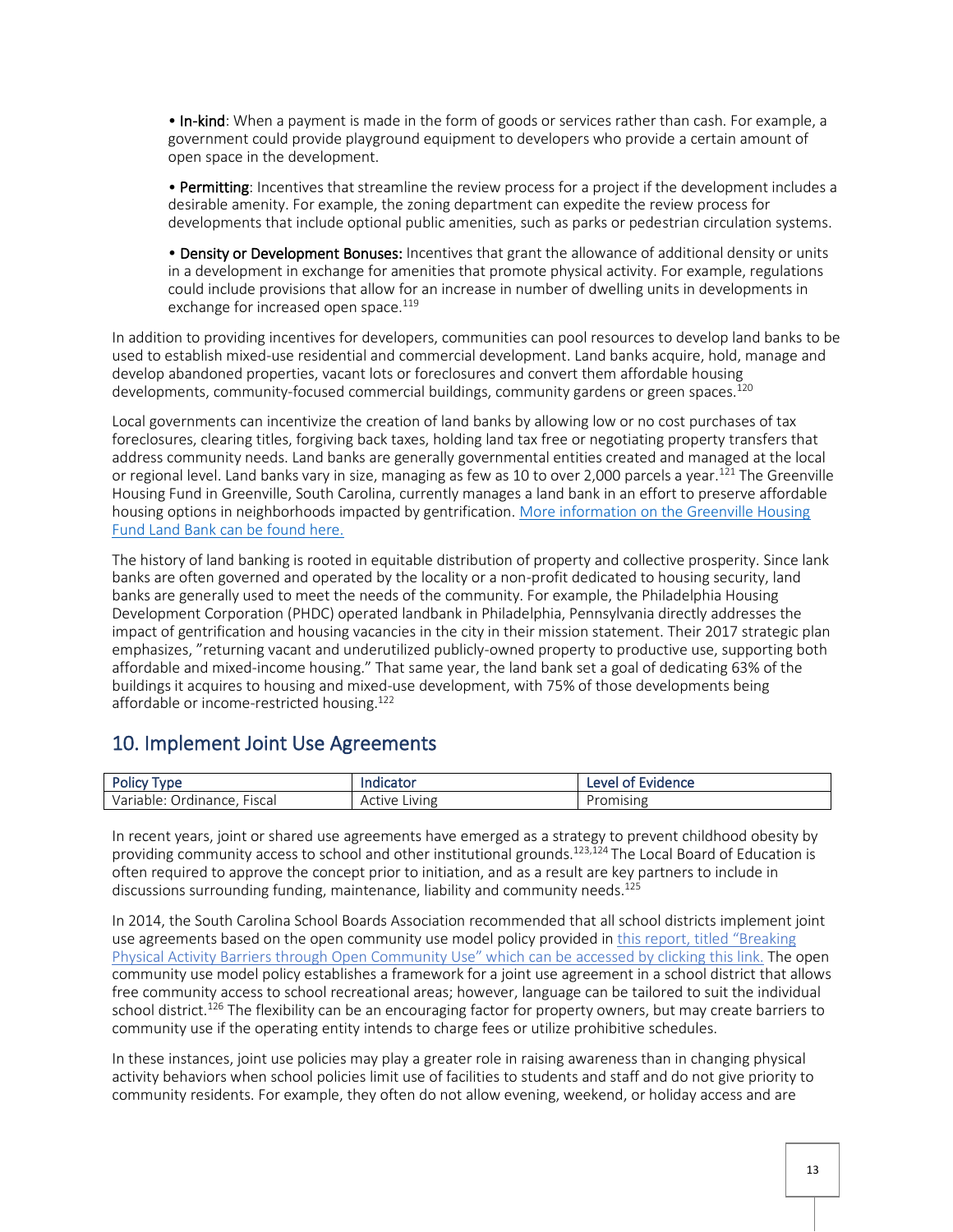- **In-kind**: When a payment is made in the form of goods or services rather than cash. For example, a government could provide playground equipment to developers who provide a certain amount of open space in the development.

- **Permitting**: Incentives that streamline the review process for a project if the development includes a desirable amenity. For example, the zoning department can expedite the review process for developments that include optional public amenities, such as parks or pedestrian circulation systems.

- **Density or Development Bonuses:** Incentives that grant the allowance of additional density or units in a development in exchange for amenities that promote physical activity. For example, regulations could include provisions that allow for an increase in number of dwelling units in developments in exchange for increased open space.[119]

In addition to providing incentives for developers, communities can pool resources to develop land banks to be used to establish mixed-use residential and commercial development. Land banks acquire, hold, manage and develop abandoned properties, vacant lots or foreclosures and convert them affordable housing developments, community-focused commercial buildings, community gardens or green spaces.[120]

Local governments can incentivize the creation of land banks by allowing low or no cost purchases of tax foreclosures, clearing titles, forgiving back taxes, holding land tax free or negotiating property transfers that address community needs. Land banks are generally governmental entities created and managed at the local or regional level. Land banks vary in size, managing as few as 10 to over 2,000 parcels a year.[121] The Greenville Housing Fund in Greenville, South Carolina, currently manages a land bank in an effort to preserve affordable housing options in neighborhoods impacted by gentrification. More information on the Greenville Housing Fund Land Bank can be found here.

The history of land banking is rooted in equitable distribution of property and collective prosperity. Since lank banks are often governed and operated by the locality or a non-profit dedicated to housing security, land banks are generally used to meet the needs of the community. For example, the Philadelphia Housing Development Corporation (PHDC) operated landbank in Philadelphia, Pennsylvania directly addresses the impact of gentrification and housing vacancies in the city in their mission statement. Their 2017 strategic plan emphasizes, "returning vacant and underutilized publicly-owned property to productive use, supporting both affordable and mixed-income housing." That same year, the land bank set a goal of dedicating 63% of the buildings it acquires to housing and mixed-use development, with 75% of those developments being affordable or income-restricted housing.[122]

## 10. Implement Joint Use Agreements

| Policy Type | Indicator | Level of Evidence |
|---|---|---|
| Variable: Ordinance, Fiscal | Active Living | Promising |

In recent years, joint or shared use agreements have emerged as a strategy to prevent childhood obesity by providing community access to school and other institutional grounds.[123,124] The Local Board of Education is often required to approve the concept prior to initiation, and as a result are key partners to include in discussions surrounding funding, maintenance, liability and community needs.[125]

In 2014, the South Carolina School Boards Association recommended that all school districts implement joint use agreements based on the open community use model policy provided in this report, titled "Breaking Physical Activity Barriers through Open Community Use" which can be accessed by clicking this link. The open community use model policy establishes a framework for a joint use agreement in a school district that allows free community access to school recreational areas; however, language can be tailored to suit the individual school district.[126] The flexibility can be an encouraging factor for property owners, but may create barriers to community use if the operating entity intends to charge fees or utilize prohibitive schedules.

In these instances, joint use policies may play a greater role in raising awareness than in changing physical activity behaviors when school policies limit use of facilities to students and staff and do not give priority to community residents. For example, they often do not allow evening, weekend, or holiday access and are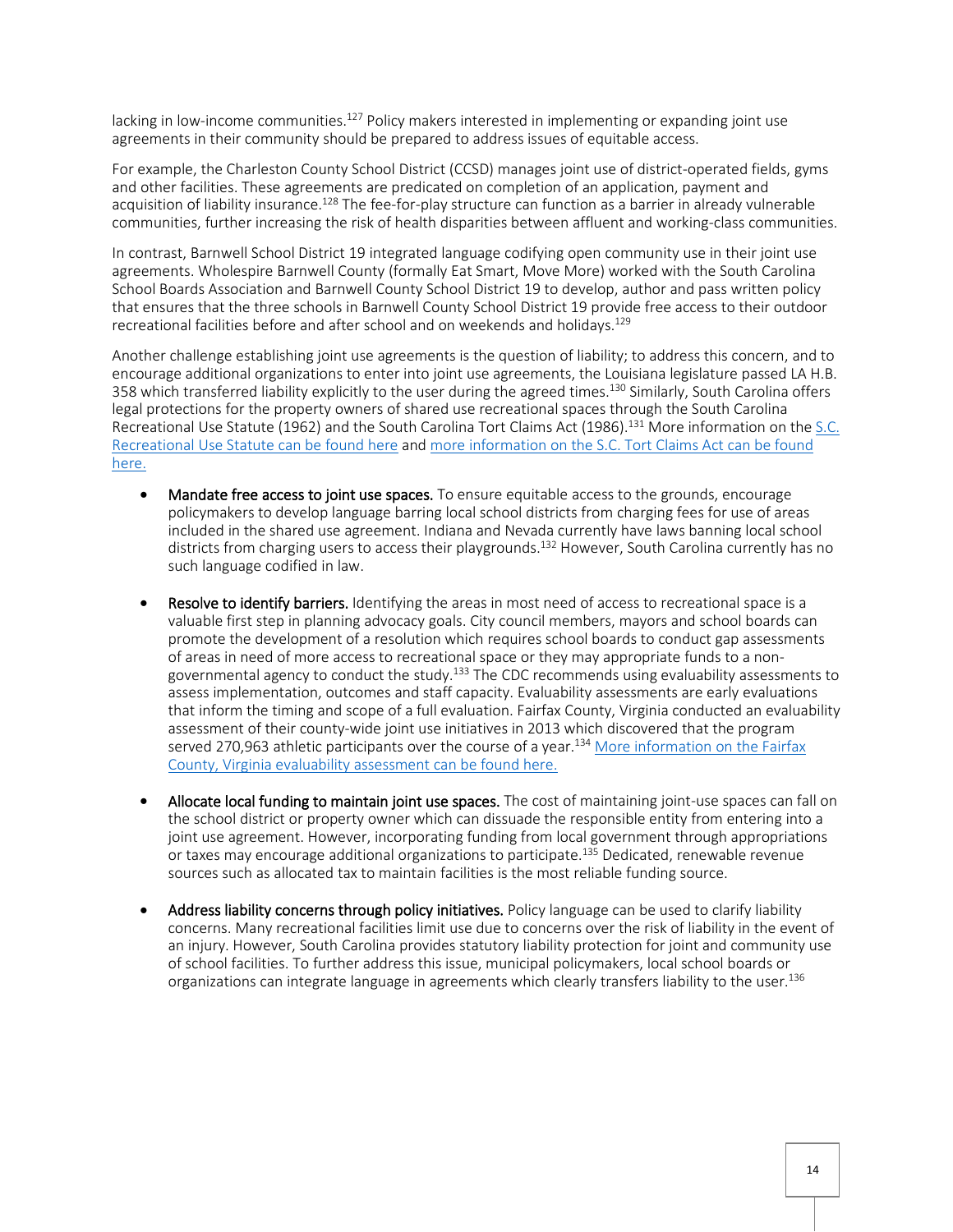lacking in low-income communities.[127] Policy makers interested in implementing or expanding joint use agreements in their community should be prepared to address issues of equitable access.

For example, the Charleston County School District (CCSD) manages joint use of district-operated fields, gyms and other facilities. These agreements are predicated on completion of an application, payment and acquisition of liability insurance.[128] The fee-for-play structure can function as a barrier in already vulnerable communities, further increasing the risk of health disparities between affluent and working-class communities.

In contrast, Barnwell School District 19 integrated language codifying open community use in their joint use agreements. Wholespire Barnwell County (formally Eat Smart, Move More) worked with the South Carolina School Boards Association and Barnwell County School District 19 to develop, author and pass written policy that ensures that the three schools in Barnwell County School District 19 provide free access to their outdoor recreational facilities before and after school and on weekends and holidays.[129]

Another challenge establishing joint use agreements is the question of liability; to address this concern, and to encourage additional organizations to enter into joint use agreements, the Louisiana legislature passed LA H.B. 358 which transferred liability explicitly to the user during the agreed times.[130] Similarly, South Carolina offers legal protections for the property owners of shared use recreational spaces through the South Carolina Recreational Use Statute (1962) and the South Carolina Tort Claims Act (1986).[131] More information on the S.C. Recreational Use Statute can be found here and more information on the S.C. Tort Claims Act can be found here.

- **Mandate free access to joint use spaces.** To ensure equitable access to the grounds, encourage policymakers to develop language barring local school districts from charging fees for use of areas included in the shared use agreement. Indiana and Nevada currently have laws banning local school districts from charging users to access their playgrounds.[132] However, South Carolina currently has no such language codified in law.

- **Resolve to identify barriers.** Identifying the areas in most need of access to recreational space is a valuable first step in planning advocacy goals. City council members, mayors and school boards can promote the development of a resolution which requires school boards to conduct gap assessments of areas in need of more access to recreational space or they may appropriate funds to a non-governmental agency to conduct the study.[133] The CDC recommends using evaluability assessments to assess implementation, outcomes and staff capacity. Evaluability assessments are early evaluations that inform the timing and scope of a full evaluation. Fairfax County, Virginia conducted an evaluability assessment of their county-wide joint use initiatives in 2013 which discovered that the program served 270,963 athletic participants over the course of a year.[134] More information on the Fairfax County, Virginia evaluability assessment can be found here.

- **Allocate local funding to maintain joint use spaces.** The cost of maintaining joint-use spaces can fall on the school district or property owner which can dissuade the responsible entity from entering into a joint use agreement. However, incorporating funding from local government through appropriations or taxes may encourage additional organizations to participate.[135] Dedicated, renewable revenue sources such as allocated tax to maintain facilities is the most reliable funding source.

- **Address liability concerns through policy initiatives.** Policy language can be used to clarify liability concerns. Many recreational facilities limit use due to concerns over the risk of liability in the event of an injury. However, South Carolina provides statutory liability protection for joint and community use of school facilities. To further address this issue, municipal policymakers, local school boards or organizations can integrate language in agreements which clearly transfers liability to the user.[136]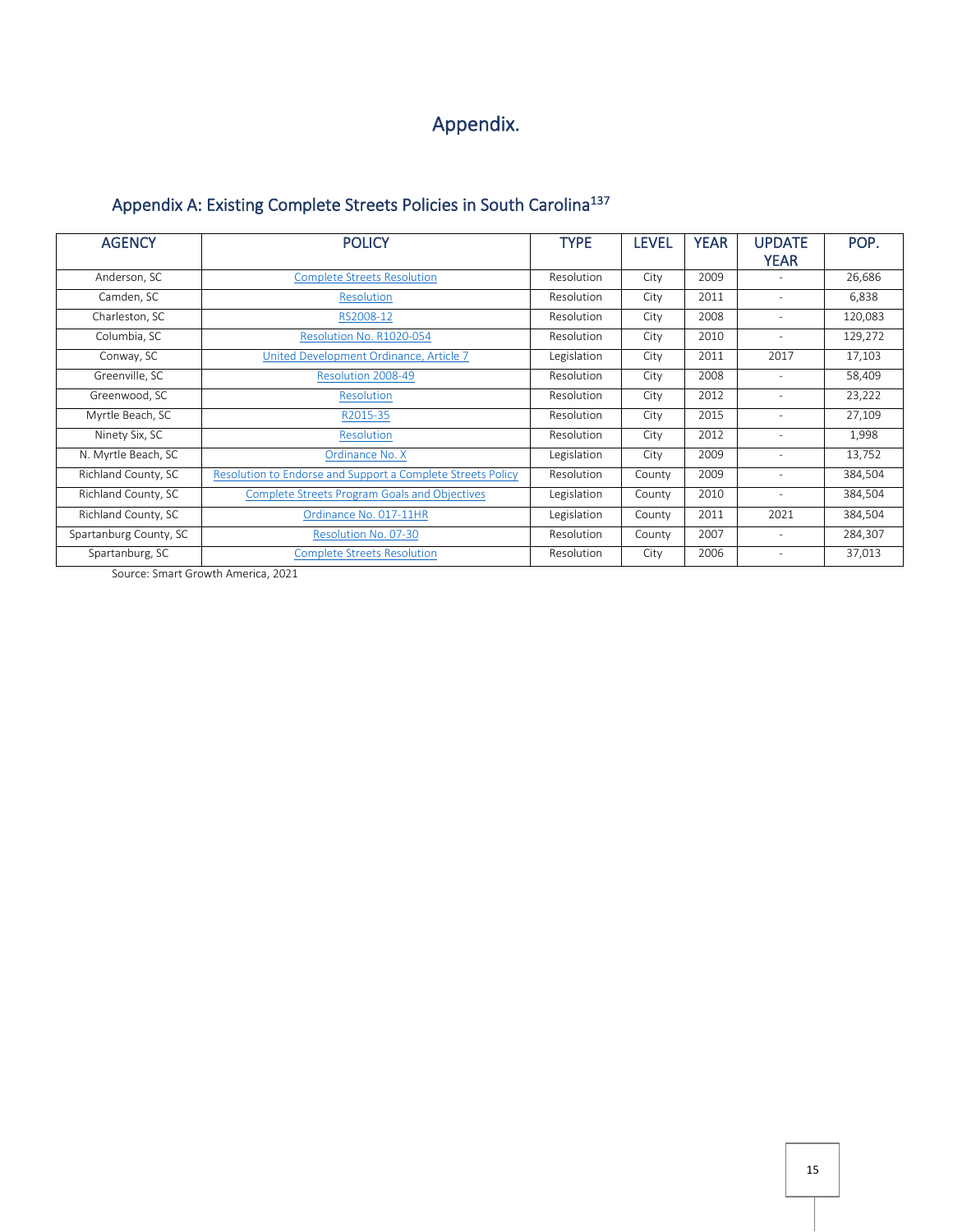# Appendix.

## Appendix A: Existing Complete Streets Policies in South Carolina[137]

| AGENCY | POLICY | TYPE | LEVEL | YEAR | UPDATE YEAR | POP. |
|---|---|---|---|---|---|---|
| Anderson, SC | Complete Streets Resolution | Resolution | City | 2009 | - | 26,686 |
| Camden, SC | Resolution | Resolution | City | 2011 | - | 6,838 |
| Charleston, SC | RS2008-12 | Resolution | City | 2008 | - | 120,083 |
| Columbia, SC | Resolution No. R1020-054 | Resolution | City | 2010 | - | 129,272 |
| Conway, SC | United Development Ordinance, Article 7 | Legislation | City | 2011 | 2017 | 17,103 |
| Greenville, SC | Resolution 2008-49 | Resolution | City | 2008 | - | 58,409 |
| Greenwood, SC | Resolution | Resolution | City | 2012 | - | 23,222 |
| Myrtle Beach, SC | R2015-35 | Resolution | City | 2015 | - | 27,109 |
| Ninety Six, SC | Resolution | Resolution | City | 2012 | - | 1,998 |
| N. Myrtle Beach, SC | Ordinance No. X | Legislation | City | 2009 | - | 13,752 |
| Richland County, SC | Resolution to Endorse and Support a Complete Streets Policy | Resolution | County | 2009 | - | 384,504 |
| Richland County, SC | Complete Streets Program Goals and Objectives | Legislation | County | 2010 | - | 384,504 |
| Richland County, SC | Ordinance No. 017-11HR | Legislation | County | 2011 | 2021 | 384,504 |
| Spartanburg County, SC | Resolution No. 07-30 | Resolution | County | 2007 | - | 284,307 |
| Spartanburg, SC | Complete Streets Resolution | Resolution | City | 2006 | - | 37,013 |

Source: Smart Growth America, 2021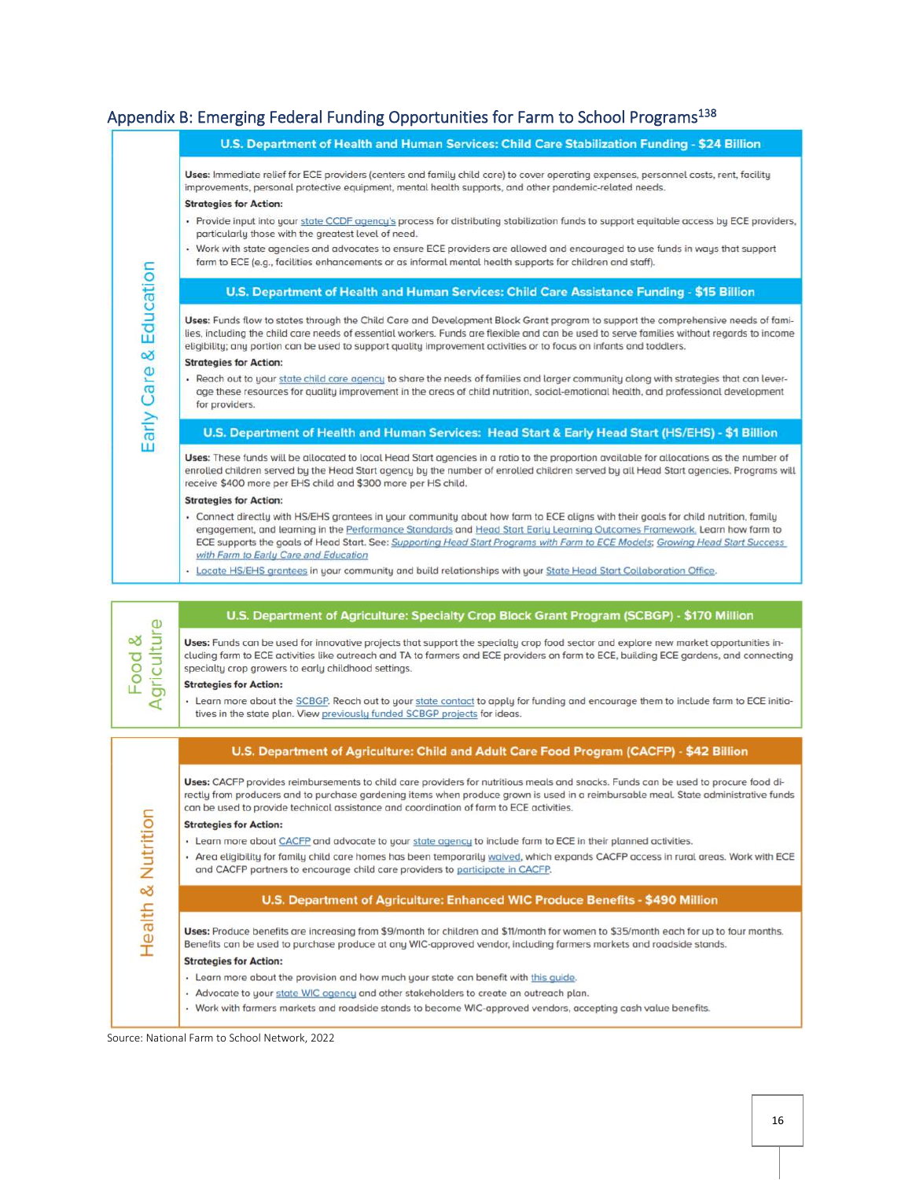## Appendix B: Emerging Federal Funding Opportunities for Farm to School Programs[138]

### Early Care & Education

#### U.S. Department of Health and Human Services: Child Care Stabilization Funding - $24 Billion

**Uses:** Immediate relief for ECE providers (centers and family child care) to cover operating expenses, personnel costs, rent, facility improvements, personal protective equipment, mental health supports, and other pandemic-related needs.

**Strategies for Action:**

- Provide input into your state CCDF agency's process for distributing stabilization funds to support equitable access by ECE providers, particularly those with the greatest level of need.
- Work with state agencies and advocates to ensure ECE providers are allowed and encouraged to use funds in ways that support farm to ECE (e.g., facilities enhancements or as informal mental health supports for children and staff).

#### U.S. Department of Health and Human Services: Child Care Assistance Funding - $15 Billion

**Uses:** Funds flow to states through the Child Care and Development Block Grant program to support the comprehensive needs of families, including the child care needs of essential workers. Funds are flexible and can be used to serve families without regards to income eligibility; any portion can be used to support quality improvement activities or to focus on infants and toddlers.

**Strategies for Action:**

- Reach out to your state child care agency to share the needs of families and larger community along with strategies that can leverage these resources for quality improvement in the areas of child nutrition, social-emotional health, and professional development for providers.

#### U.S. Department of Health and Human Services: Head Start & Early Head Start (HS/EHS) - $1 Billion

**Uses:** These funds will be allocated to local Head Start agencies in a ratio to the proportion available for allocations as the number of enrolled children served by the Head Start agency by the number of enrolled children served by all Head Start agencies. Programs will receive $400 more per EHS child and $300 more per HS child.

**Strategies for Action:**

- Connect directly with HS/EHS grantees in your community about how farm to ECE aligns with their goals for child nutrition, family engagement, and learning in the Performance Standards and Head Start Early Learning Outcomes Framework. Learn how farm to ECE supports the goals of Head Start. See: *Supporting Head Start Programs with Farm to ECE Models*; *Growing Head Start Success with Farm to Early Care and Education*
- Locate HS/EHS grantees in your community and build relationships with your State Head Start Collaboration Office.

### Food & Agriculture

#### U.S. Department of Agriculture: Specialty Crop Block Grant Program (SCBGP) - $170 Million

**Uses:** Funds can be used for innovative projects that support the specialty crop food sector and explore new market opportunities including farm to ECE activities like outreach and TA to farmers and ECE providers on farm to ECE, building ECE gardens, and connecting specialty crop growers to early childhood settings.

**Strategies for Action:**

- Learn more about the SCBGP. Reach out to your state contact to apply for funding and encourage them to include farm to ECE initiatives in the state plan. View previously funded SCBGP projects for ideas.

### Health & Nutrition

#### U.S. Department of Agriculture: Child and Adult Care Food Program (CACFP) - $42 Billion

**Uses:** CACFP provides reimbursements to child care providers for nutritious meals and snacks. Funds can be used to procure food directly from producers and to purchase gardening items when produce grown is used in a reimbursable meal. State administrative funds can be used to provide technical assistance and coordination of farm to ECE activities.

**Strategies for Action:**

- Learn more about CACFP and advocate to your state agency to include farm to ECE in their planned activities.
- Area eligibility for family child care homes has been temporarily waived, which expands CACFP access in rural areas. Work with ECE and CACFP partners to encourage child care providers to participate in CACFP.

#### U.S. Department of Agriculture: Enhanced WIC Produce Benefits - $490 Million

**Uses:** Produce benefits are increasing from $9/month for children and $11/month for women to $35/month each for up to four months. Benefits can be used to purchase produce at any WIC-approved vendor, including farmers markets and roadside stands.

**Strategies for Action:**

- Learn more about the provision and how much your state can benefit with this guide.
- Advocate to your state WIC agency and other stakeholders to create an outreach plan.
- Work with farmers markets and roadside stands to become WIC-approved vendors, accepting cash value benefits.

Source: National Farm to School Network, 2022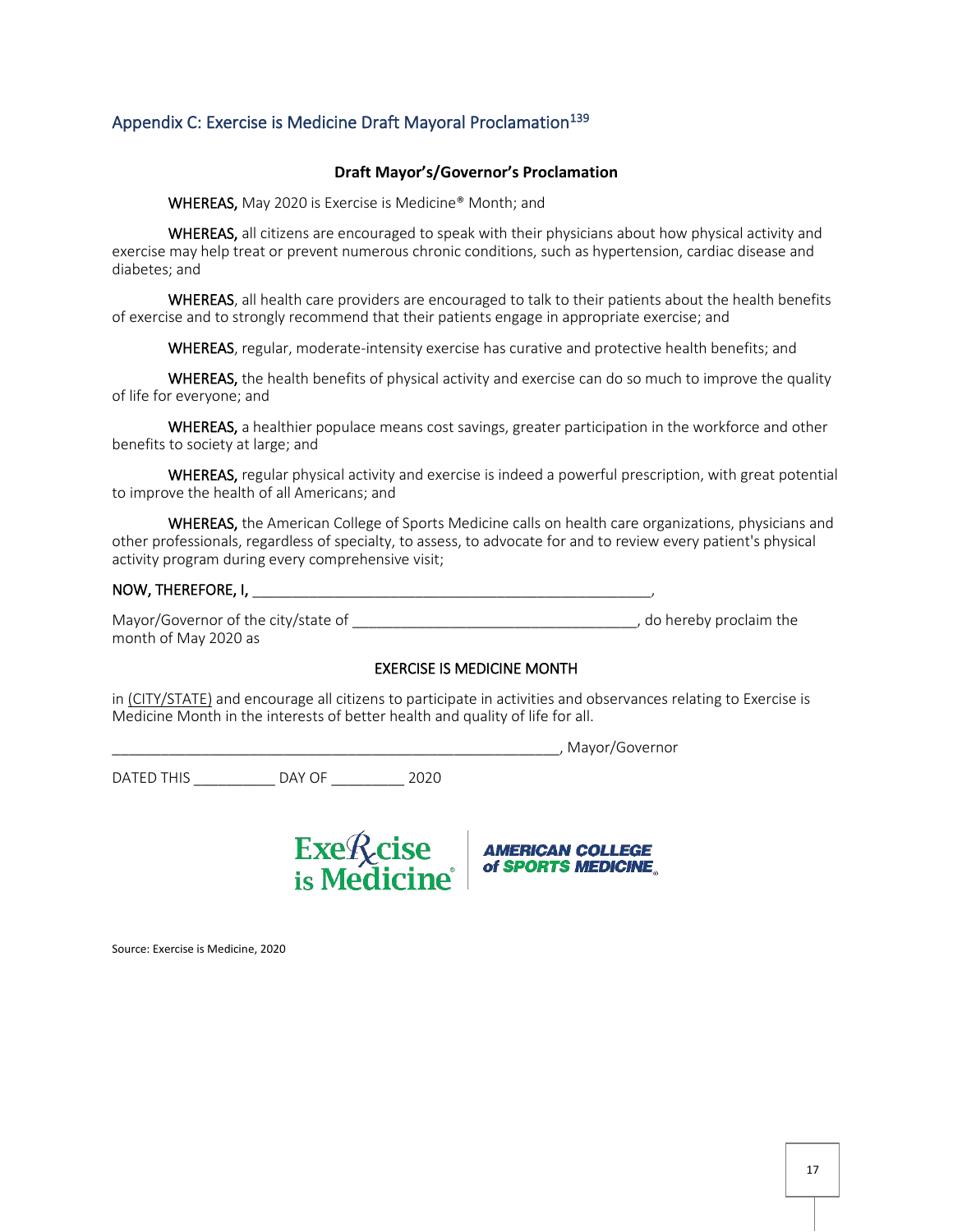## Appendix C: Exercise is Medicine Draft Mayoral Proclamation[139]

**Draft Mayor's/Governor's Proclamation**

WHEREAS, May 2020 is Exercise is Medicine® Month; and

WHEREAS, all citizens are encouraged to speak with their physicians about how physical activity and exercise may help treat or prevent numerous chronic conditions, such as hypertension, cardiac disease and diabetes; and

WHEREAS, all health care providers are encouraged to talk to their patients about the health benefits of exercise and to strongly recommend that their patients engage in appropriate exercise; and

WHEREAS, regular, moderate-intensity exercise has curative and protective health benefits; and

WHEREAS, the health benefits of physical activity and exercise can do so much to improve the quality of life for everyone; and

WHEREAS, a healthier populace means cost savings, greater participation in the workforce and other benefits to society at large; and

WHEREAS, regular physical activity and exercise is indeed a powerful prescription, with great potential to improve the health of all Americans; and

WHEREAS, the American College of Sports Medicine calls on health care organizations, physicians and other professionals, regardless of specialty, to assess, to advocate for and to review every patient's physical activity program during every comprehensive visit;

NOW, THEREFORE, I, ___________________________________________________,

Mayor/Governor of the city/state of __________________________________, do hereby proclaim the month of May 2020 as

EXERCISE IS MEDICINE MONTH

in (CITY/STATE) and encourage all citizens to participate in activities and observances relating to Exercise is Medicine Month in the interests of better health and quality of life for all.

________________________________________________________, Mayor/Governor

DATED THIS __________ DAY OF _________ 2020

Exercise is Medicine® | AMERICAN COLLEGE of SPORTS MEDICINE®

Source: Exercise is Medicine, 2020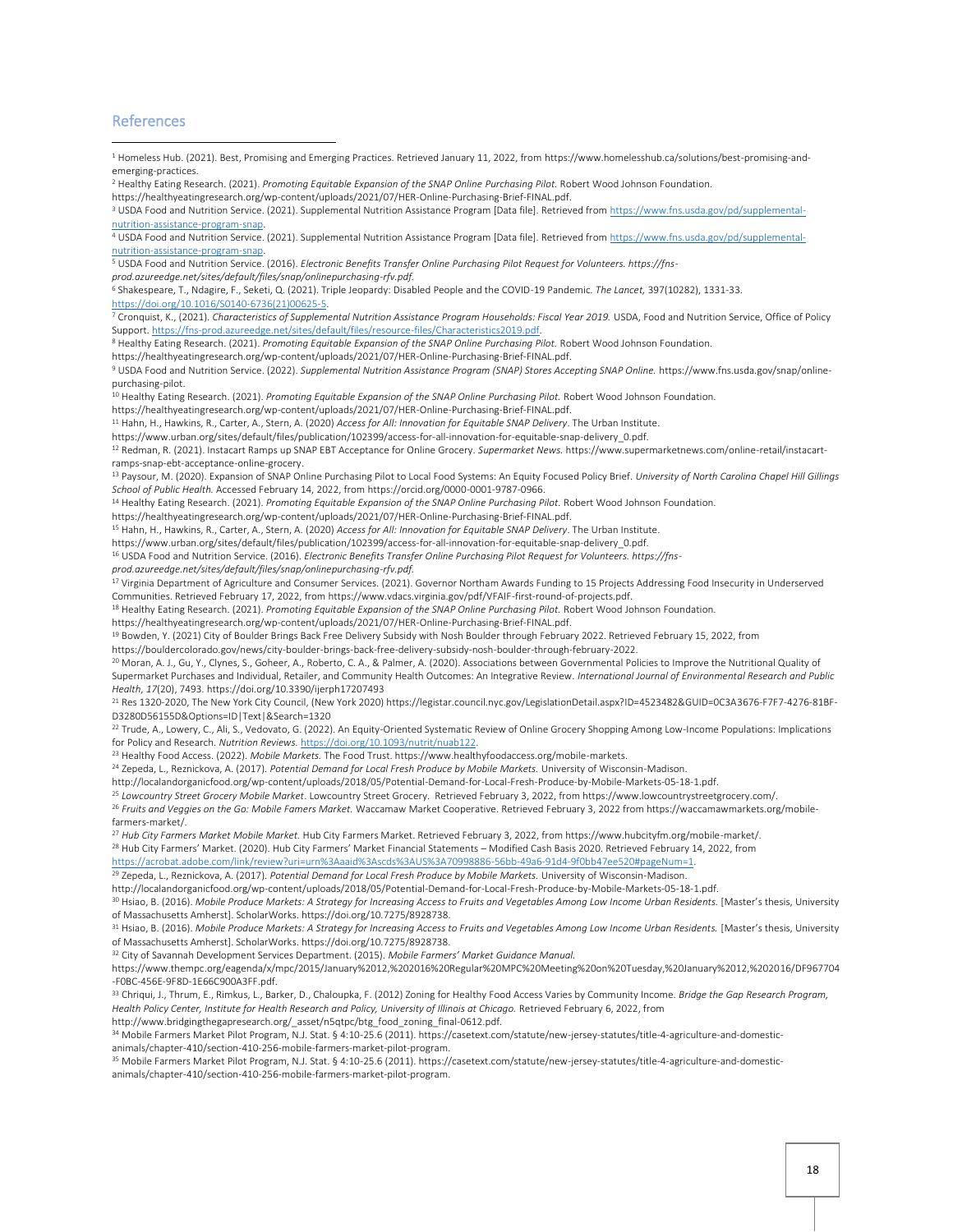## References

[1] Homeless Hub. (2021). Best, Promising and Emerging Practices. Retrieved January 11, 2022, from https://www.homelesshub.ca/solutions/best-promising-and-emerging-practices.

[2] Healthy Eating Research. (2021). *Promoting Equitable Expansion of the SNAP Online Purchasing Pilot.* Robert Wood Johnson Foundation. https://healthyeatingresearch.org/wp-content/uploads/2021/07/HER-Online-Purchasing-Brief-FINAL.pdf.

[3] USDA Food and Nutrition Service. (2021). Supplemental Nutrition Assistance Program [Data file]. Retrieved from https://www.fns.usda.gov/pd/supplemental-nutrition-assistance-program-snap.

[4] USDA Food and Nutrition Service. (2021). Supplemental Nutrition Assistance Program [Data file]. Retrieved from https://www.fns.usda.gov/pd/supplemental-nutrition-assistance-program-snap.

[5] USDA Food and Nutrition Service. (2016). *Electronic Benefits Transfer Online Purchasing Pilot Request for Volunteers. https://fns-prod.azureedge.net/sites/default/files/snap/onlinepurchasing-rfv.pdf.*

[6] Shakespeare, T., Ndagire, F., Seketi, Q. (2021). Triple Jeopardy: Disabled People and the COVID-19 Pandemic. *The Lancet,* 397(10282), 1331-33. https://doi.org/10.1016/S0140-6736(21)00625-5.

[7] Cronquist, K., (2021). *Characteristics of Supplemental Nutrition Assistance Program Households: Fiscal Year 2019.* USDA, Food and Nutrition Service, Office of Policy Support. https://fns-prod.azureedge.net/sites/default/files/resource-files/Characteristics2019.pdf.

[8] Healthy Eating Research. (2021). *Promoting Equitable Expansion of the SNAP Online Purchasing Pilot.* Robert Wood Johnson Foundation. https://healthyeatingresearch.org/wp-content/uploads/2021/07/HER-Online-Purchasing-Brief-FINAL.pdf.

[9] USDA Food and Nutrition Service. (2022). *Supplemental Nutrition Assistance Program (SNAP) Stores Accepting SNAP Online.* https://www.fns.usda.gov/snap/online-purchasing-pilot.

[10] Healthy Eating Research. (2021). *Promoting Equitable Expansion of the SNAP Online Purchasing Pilot.* Robert Wood Johnson Foundation. https://healthyeatingresearch.org/wp-content/uploads/2021/07/HER-Online-Purchasing-Brief-FINAL.pdf.

[11] Hahn, H., Hawkins, R., Carter, A., Stern, A. (2020) *Access for All: Innovation for Equitable SNAP Delivery*. The Urban Institute. https://www.urban.org/sites/default/files/publication/102399/access-for-all-innovation-for-equitable-snap-delivery_0.pdf.

[12] Redman, R. (2021). Instacart Ramps up SNAP EBT Acceptance for Online Grocery. *Supermarket News.* https://www.supermarketnews.com/online-retail/instacart-ramps-snap-ebt-acceptance-online-grocery.

[13] Paysour, M. (2020). Expansion of SNAP Online Purchasing Pilot to Local Food Systems: An Equity Focused Policy Brief. *University of North Carolina Chapel Hill Gillings School of Public Health.* Accessed February 14, 2022, from https://orcid.org/0000-0001-9787-0966.

[14] Healthy Eating Research. (2021). *Promoting Equitable Expansion of the SNAP Online Purchasing Pilot.* Robert Wood Johnson Foundation. https://healthyeatingresearch.org/wp-content/uploads/2021/07/HER-Online-Purchasing-Brief-FINAL.pdf.

[15] Hahn, H., Hawkins, R., Carter, A., Stern, A. (2020) *Access for All: Innovation for Equitable SNAP Delivery*. The Urban Institute. https://www.urban.org/sites/default/files/publication/102399/access-for-all-innovation-for-equitable-snap-delivery_0.pdf.

[16] USDA Food and Nutrition Service. (2016). *Electronic Benefits Transfer Online Purchasing Pilot Request for Volunteers. https://fns-prod.azureedge.net/sites/default/files/snap/onlinepurchasing-rfv.pdf.*

[17] Virginia Department of Agriculture and Consumer Services. (2021). Governor Northam Awards Funding to 15 Projects Addressing Food Insecurity in Underserved Communities. Retrieved February 17, 2022, from https://www.vdacs.virginia.gov/pdf/VFAIF-first-round-of-projects.pdf.

[18] Healthy Eating Research. (2021). *Promoting Equitable Expansion of the SNAP Online Purchasing Pilot.* Robert Wood Johnson Foundation. https://healthyeatingresearch.org/wp-content/uploads/2021/07/HER-Online-Purchasing-Brief-FINAL.pdf.

[19] Bowden, Y. (2021) City of Boulder Brings Back Free Delivery Subsidy with Nosh Boulder through February 2022. Retrieved February 15, 2022, from https://bouldercolorado.gov/news/city-boulder-brings-back-free-delivery-subsidy-nosh-boulder-through-february-2022.

[20] Moran, A. J., Gu, Y., Clynes, S., Goheer, A., Roberto, C. A., & Palmer, A. (2020). Associations between Governmental Policies to Improve the Nutritional Quality of Supermarket Purchases and Individual, Retailer, and Community Health Outcomes: An Integrative Review. *International Journal of Environmental Research and Public Health, 17*(20), 7493. https://doi.org/10.3390/ijerph17207493

[21] Res 1320-2020, The New York City Council, (New York 2020) https://legistar.council.nyc.gov/LegislationDetail.aspx?ID=4523482&GUID=0C3A3676-F7F7-4276-81BF-D3280D56155D&Options=ID|Text|&Search=1320

[22] Trude, A., Lowery, C., Ali, S., Vedovato, G. (2022). An Equity-Oriented Systematic Review of Online Grocery Shopping Among Low-Income Populations: Implications for Policy and Research. *Nutrition Reviews.* https://doi.org/10.1093/nutrit/nuab122.

[23] Healthy Food Access. (2022). *Mobile Markets.* The Food Trust. https://www.healthyfoodaccess.org/mobile-markets.

[24] Zepeda, L., Reznickova, A. (2017). *Potential Demand for Local Fresh Produce by Mobile Markets.* University of Wisconsin-Madison. http://localandorganicfood.org/wp-content/uploads/2018/05/Potential-Demand-for-Local-Fresh-Produce-by-Mobile-Markets-05-18-1.pdf.

[25] *Lowcountry Street Grocery Mobile Market*. Lowcountry Street Grocery. Retrieved February 3, 2022, from https://www.lowcountrystreetgrocery.com/.

[26] *Fruits and Veggies on the Go: Mobile Famers Market.* Waccamaw Market Cooperative. Retrieved February 3, 2022 from https://waccamawmarkets.org/mobile-farmers-market/.

[27] *Hub City Farmers Market Mobile Market.* Hub City Farmers Market. Retrieved February 3, 2022, from https://www.hubcityfm.org/mobile-market/.

[28] Hub City Farmers' Market. (2020). Hub City Farmers' Market Financial Statements – Modified Cash Basis 2020. Retrieved February 14, 2022, from https://acrobat.adobe.com/link/review?uri=urn%3Aaaid%3Ascds%3AUS%3A70998886-56bb-49a6-91d4-9f0bb47ee520#pageNum=1.

[29] Zepeda, L., Reznickova, A. (2017). *Potential Demand for Local Fresh Produce by Mobile Markets.* University of Wisconsin-Madison. http://localandorganicfood.org/wp-content/uploads/2018/05/Potential-Demand-for-Local-Fresh-Produce-by-Mobile-Markets-05-18-1.pdf.

[30] Hsiao, B. (2016). *Mobile Produce Markets: A Strategy for Increasing Access to Fruits and Vegetables Among Low Income Urban Residents.* [Master's thesis, University of Massachusetts Amherst]. ScholarWorks. https://doi.org/10.7275/8928738.

[31] Hsiao, B. (2016). *Mobile Produce Markets: A Strategy for Increasing Access to Fruits and Vegetables Among Low Income Urban Residents.* [Master's thesis, University of Massachusetts Amherst]. ScholarWorks. https://doi.org/10.7275/8928738.

[32] City of Savannah Development Services Department. (2015). *Mobile Farmers' Market Guidance Manual.* https://www.thempc.org/eagenda/x/mpc/2015/January%2012,%202016%20Regular%20MPC%20Meeting%20on%20Tuesday,%20January%2012,%202016/DF967704-F0BC-456E-9F8D-1E66C900A3FF.pdf.

[33] Chriqui, J., Thrum, E., Rimkus, L., Barker, D., Chaloupka, F. (2012) Zoning for Healthy Food Access Varies by Community Income. *Bridge the Gap Research Program, Health Policy Center, Institute for Health Research and Policy, University of Illinois at Chicago.* Retrieved February 6, 2022, from http://www.bridgingthegapresearch.org/_asset/n5qtpc/btg_food_zoning_final-0612.pdf.

[34] Mobile Farmers Market Pilot Program, N.J. Stat. § 4:10-25.6 (2011). https://casetext.com/statute/new-jersey-statutes/title-4-agriculture-and-domestic-animals/chapter-410/section-410-256-mobile-farmers-market-pilot-program.

[35] Mobile Farmers Market Pilot Program, N.J. Stat. § 4:10-25.6 (2011). https://casetext.com/statute/new-jersey-statutes/title-4-agriculture-and-domestic-animals/chapter-410/section-410-256-mobile-farmers-market-pilot-program.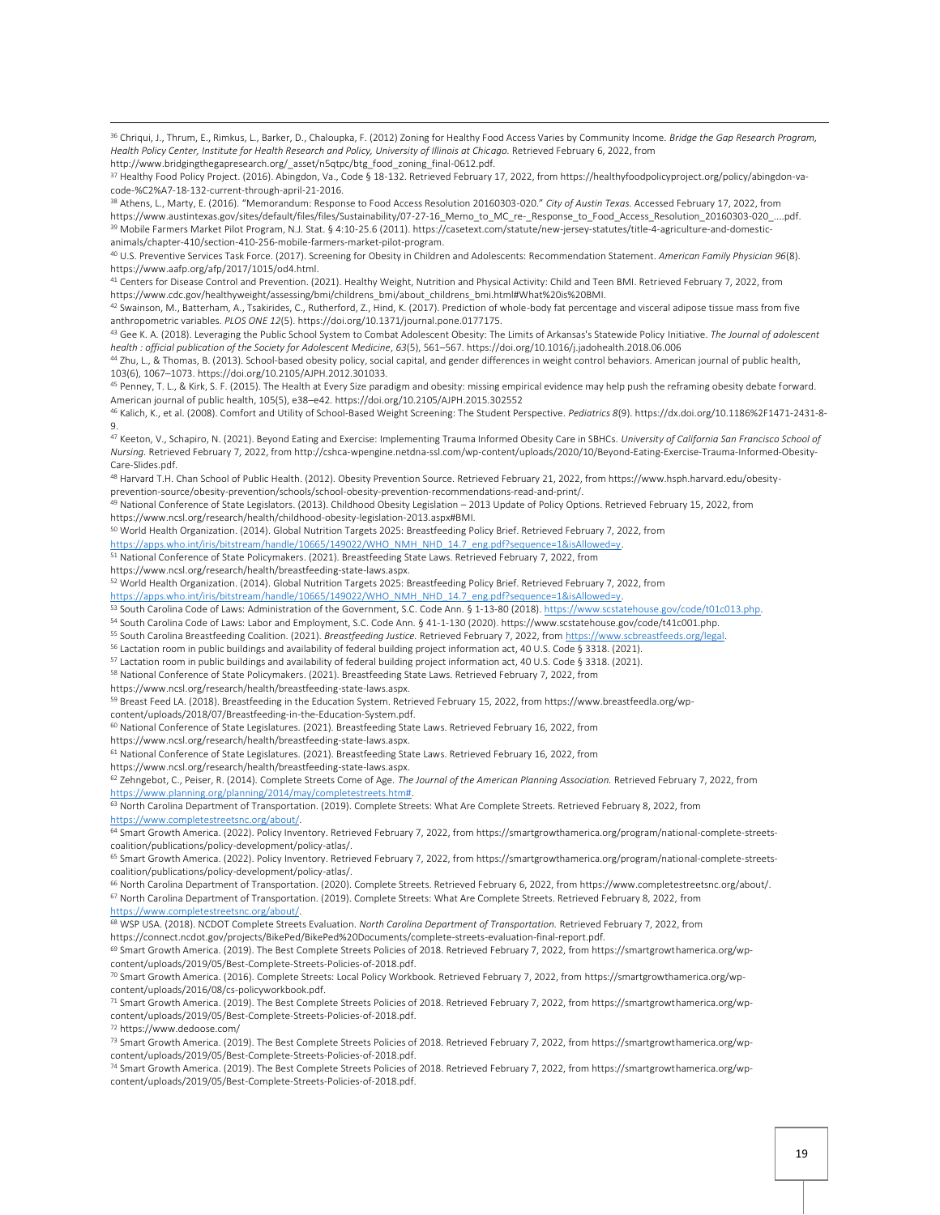[36] Chriqui, J., Thrum, E., Rimkus, L., Barker, D., Chaloupka, F. (2012) Zoning for Healthy Food Access Varies by Community Income. *Bridge the Gap Research Program, Health Policy Center, Institute for Health Research and Policy, University of Illinois at Chicago.* Retrieved February 6, 2022, from http://www.bridgingthegapresearch.org/_asset/n5qtpc/btg_food_zoning_final-0612.pdf.

[37] Healthy Food Policy Project. (2016). Abingdon, Va., Code § 18-132. Retrieved February 17, 2022, from https://healthyfoodpolicyproject.org/policy/abingdon-va-code-%C2%A7-18-132-current-through-april-21-2016.

[38] Athens, L., Marty, E. (2016). "Memorandum: Response to Food Access Resolution 20160303-020." *City of Austin Texas.* Accessed February 17, 2022, from https://www.austintexas.gov/sites/default/files/files/Sustainability/07-27-16_Memo_to_MC_re-_Response_to_Food_Access_Resolution_20160303-020_....pdf.

[39] Mobile Farmers Market Pilot Program, N.J. Stat. § 4:10-25.6 (2011). https://casetext.com/statute/new-jersey-statutes/title-4-agriculture-and-domestic-animals/chapter-410/section-410-256-mobile-farmers-market-pilot-program.

[40] U.S. Preventive Services Task Force. (2017). Screening for Obesity in Children and Adolescents: Recommendation Statement. *American Family Physician 96*(8). https://www.aafp.org/afp/2017/1015/od4.html.

[41] Centers for Disease Control and Prevention. (2021). Healthy Weight, Nutrition and Physical Activity: Child and Teen BMI. Retrieved February 7, 2022, from https://www.cdc.gov/healthyweight/assessing/bmi/childrens_bmi/about_childrens_bmi.html#What%20is%20BMI.

[42] Swainson, M., Batterham, A., Tsakirides, C., Rutherford, Z., Hind, K. (2017). Prediction of whole-body fat percentage and visceral adipose tissue mass from five anthropometric variables. *PLOS ONE 12*(5). https://doi.org/10.1371/journal.pone.0177175.

[43] Gee K. A. (2018). Leveraging the Public School System to Combat Adolescent Obesity: The Limits of Arkansas's Statewide Policy Initiative. *The Journal of adolescent health : official publication of the Society for Adolescent Medicine*, *63*(5), 561–567. https://doi.org/10.1016/j.jadohealth.2018.06.006

[44] Zhu, L., & Thomas, B. (2013). School-based obesity policy, social capital, and gender differences in weight control behaviors. American journal of public health, 103(6), 1067–1073. https://doi.org/10.2105/AJPH.2012.301033.

[45] Penney, T. L., & Kirk, S. F. (2015). The Health at Every Size paradigm and obesity: missing empirical evidence may help push the reframing obesity debate forward. American journal of public health, 105(5), e38–e42. https://doi.org/10.2105/AJPH.2015.302552

[46] Kalich, K., et al. (2008). Comfort and Utility of School-Based Weight Screening: The Student Perspective. *Pediatrics 8*(9). https://dx.doi.org/10.1186%2F1471-2431-8-9.

[47] Keeton, V., Schapiro, N. (2021). Beyond Eating and Exercise: Implementing Trauma Informed Obesity Care in SBHCs. *University of California San Francisco School of Nursing.* Retrieved February 7, 2022, from http://cshca-wpengine.netdna-ssl.com/wp-content/uploads/2020/10/Beyond-Eating-Exercise-Trauma-Informed-Obesity-Care-Slides.pdf.

[48] Harvard T.H. Chan School of Public Health. (2012). Obesity Prevention Source. Retrieved February 21, 2022, from https://www.hsph.harvard.edu/obesity-prevention-source/obesity-prevention/schools/school-obesity-prevention-recommendations-read-and-print/.

[49] National Conference of State Legislators. (2013). Childhood Obesity Legislation – 2013 Update of Policy Options. Retrieved February 15, 2022, from https://www.ncsl.org/research/health/childhood-obesity-legislation-2013.aspx#BMI.

[50] World Health Organization. (2014). Global Nutrition Targets 2025: Breastfeeding Policy Brief. Retrieved February 7, 2022, from https://apps.who.int/iris/bitstream/handle/10665/149022/WHO_NMH_NHD_14.7_eng.pdf?sequence=1&isAllowed=y.

[51] National Conference of State Policymakers. (2021). Breastfeeding State Laws. Retrieved February 7, 2022, from https://www.ncsl.org/research/health/breastfeeding-state-laws.aspx.

[52] World Health Organization. (2014). Global Nutrition Targets 2025: Breastfeeding Policy Brief. Retrieved February 7, 2022, from https://apps.who.int/iris/bitstream/handle/10665/149022/WHO_NMH_NHD_14.7_eng.pdf?sequence=1&isAllowed=y.

[53] South Carolina Code of Laws: Administration of the Government, S.C. Code Ann. § 1-13-80 (2018). https://www.scstatehouse.gov/code/t01c013.php.

[54] South Carolina Code of Laws: Labor and Employment, S.C. Code Ann. § 41-1-130 (2020). https://www.scstatehouse.gov/code/t41c001.php.

[55] South Carolina Breastfeeding Coalition. (2021). *Breastfeeding Justice.* Retrieved February 7, 2022, from https://www.scbreastfeeds.org/legal.

[56] Lactation room in public buildings and availability of federal building project information act, 40 U.S. Code § 3318. (2021).

[57] Lactation room in public buildings and availability of federal building project information act, 40 U.S. Code § 3318. (2021).

[58] National Conference of State Policymakers. (2021). Breastfeeding State Laws. Retrieved February 7, 2022, from https://www.ncsl.org/research/health/breastfeeding-state-laws.aspx.

[59] Breast Feed LA. (2018). Breastfeeding in the Education System. Retrieved February 15, 2022, from https://www.breastfeedla.org/wp-content/uploads/2018/07/Breastfeeding-in-the-Education-System.pdf.

[60] National Conference of State Legislatures. (2021). Breastfeeding State Laws. Retrieved February 16, 2022, from https://www.ncsl.org/research/health/breastfeeding-state-laws.aspx.

[61] National Conference of State Legislatures. (2021). Breastfeeding State Laws. Retrieved February 16, 2022, from https://www.ncsl.org/research/health/breastfeeding-state-laws.aspx.

[62] Zehngebot, C., Peiser, R. (2014). Complete Streets Come of Age. *The Journal of the American Planning Association.* Retrieved February 7, 2022, from https://www.planning.org/planning/2014/may/completestreets.htm#.

[63] North Carolina Department of Transportation. (2019). Complete Streets: What Are Complete Streets. Retrieved February 8, 2022, from https://www.completestreetsnc.org/about/.

[64] Smart Growth America. (2022). Policy Inventory. Retrieved February 7, 2022, from https://smartgrowthamerica.org/program/national-complete-streets-coalition/publications/policy-development/policy-atlas/.

[65] Smart Growth America. (2022). Policy Inventory. Retrieved February 7, 2022, from https://smartgrowthamerica.org/program/national-complete-streets-coalition/publications/policy-development/policy-atlas/.

[66] North Carolina Department of Transportation. (2020). Complete Streets. Retrieved February 6, 2022, from https://www.completestreetsnc.org/about/.

[67] North Carolina Department of Transportation. (2019). Complete Streets: What Are Complete Streets. Retrieved February 8, 2022, from https://www.completestreetsnc.org/about/.

[68] WSP USA. (2018). NCDOT Complete Streets Evaluation. *North Carolina Department of Transportation.* Retrieved February 7, 2022, from https://connect.ncdot.gov/projects/BikePed/BikePed%20Documents/complete-streets-evaluation-final-report.pdf.

[69] Smart Growth America. (2019). The Best Complete Streets Policies of 2018. Retrieved February 7, 2022, from https://smartgrowthamerica.org/wp-content/uploads/2019/05/Best-Complete-Streets-Policies-of-2018.pdf.

[70] Smart Growth America. (2016). Complete Streets: Local Policy Workbook. Retrieved February 7, 2022, from https://smartgrowthamerica.org/wp-content/uploads/2016/08/cs-policyworkbook.pdf.

[71] Smart Growth America. (2019). The Best Complete Streets Policies of 2018. Retrieved February 7, 2022, from https://smartgrowthamerica.org/wp-content/uploads/2019/05/Best-Complete-Streets-Policies-of-2018.pdf.

[72] https://www.dedoose.com/

[73] Smart Growth America. (2019). The Best Complete Streets Policies of 2018. Retrieved February 7, 2022, from https://smartgrowthamerica.org/wp-content/uploads/2019/05/Best-Complete-Streets-Policies-of-2018.pdf.

[74] Smart Growth America. (2019). The Best Complete Streets Policies of 2018. Retrieved February 7, 2022, from https://smartgrowthamerica.org/wp-content/uploads/2019/05/Best-Complete-Streets-Policies-of-2018.pdf.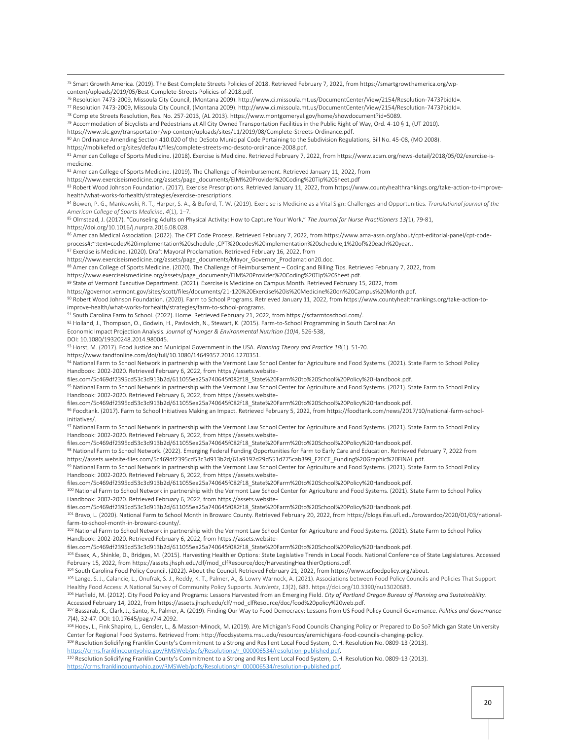[75] Smart Growth America. (2019). The Best Complete Streets Policies of 2018. Retrieved February 7, 2022, from https://smartgrowthamerica.org/wp-content/uploads/2019/05/Best-Complete-Streets-Policies-of-2018.pdf.

[76] Resolution 7473-2009, Missoula City Council, (Montana 2009). http://www.ci.missoula.mt.us/DocumentCenter/View/2154/Resolution-7473?bidId=.

[77] Resolution 7473-2009, Missoula City Council, (Montana 2009). http://www.ci.missoula.mt.us/DocumentCenter/View/2154/Resolution-7473?bidId=.

[78] Complete Streets Resolution, Res. No. 257-2013, (AL 2013). https://www.montgomeryal.gov/home/showdocument?id=5089.

[79] Accommodation of Bicyclists and Pedestrians at All City Owned Transportation Facilities in the Public Right of Way, Ord. 4-10 § 1, (UT 2010). https://www.slc.gov/transportation/wp-content/uploads/sites/11/2019/08/Complete-Streets-Ordinance.pdf.

[80] An Ordinance Amending Section 410.020 of the DeSoto Municipal Code Pertaining to the Subdivision Regulations, Bill No. 45-08, (MO 2008). https://mobikefed.org/sites/default/files/complete-streets-mo-desoto-ordinance-2008.pdf.

[81] American College of Sports Medicine. (2018). Exercise is Medicine. Retrieved February 7, 2022, from https://www.acsm.org/news-detail/2018/05/02/exercise-is-medicine.

[82] American College of Sports Medicine. (2019). The Challenge of Reimbursement. Retrieved January 11, 2022, from https://www.exerciseismedicine.org/assets/page_documents/EIM%20Provider%20Coding%20Tip%20Sheet.pdf

[83] Robert Wood Johnson Foundation. (2017). Exercise Prescriptions. Retrieved January 11, 2022, from https://www.countyhealthrankings.org/take-action-to-improve-health/what-works-forhealth/strategies/exercise-prescriptions.

[84] Bowen, P. G., Mankowski, R. T., Harper, S. A., & Buford, T. W. (2019). Exercise is Medicine as a Vital Sign: Challenges and Opportunities. *Translational journal of the American College of Sports Medicine*, *4*(1), 1–7.

[85] Olmstead, J. (2017). "Counseling Adults on Physical Activity: How to Capture Your Work," *The Journal for Nurse Practitioners 13(*1), 79-81, https://doi.org/10.1016/j.nurpra.2016.08.028.

[86] American Medical Association. (2022). The CPT Code Process. Retrieved February 7, 2022, from https://www.ama-assn.org/about/cpt-editorial-panel/cpt-code-process#:~:text=codes%20implementation%20schedule-,CPT%20codes%20implementation%20schedule,1%20of%20each%20year..

[87] Exercise is Medicine. (2020). Draft Mayoral Proclamation. Retrieved February 16, 2022, from https://www.exerciseismedicine.org/assets/page_documents/Mayor_Governor_Proclamation20.doc.

[88] American College of Sports Medicine. (2020). The Challenge of Reimbursement – Coding and Billing Tips. Retrieved February 7, 2022, from https://www.exerciseismedicine.org/assets/page_documents/EIM%20Provider%20Coding%20Tip%20Sheet.pdf.

[89] State of Vermont Executive Department. (2021). Exercise is Medicine on Campus Month. Retrieved February 15, 2022, from https://governor.vermont.gov/sites/scott/files/documents/21-120%20Exercise%20is%20Medicine%20on%20Campus%20Month.pdf.

[90] Robert Wood Johnson Foundation. (2020). Farm to School Programs. Retrieved January 11, 2022, from https://www.countyhealthrankings.org/take-action-to-improve-health/what-works-forhealth/strategies/farm-to-school-programs.

[91] South Carolina Farm to School. (2022). Home. Retrieved February 21, 2022, from https://scfarmtoschool.com/.

[92] Holland, J., Thompson, O., Godwin, H., Pavlovich, N., Stewart, K. (2015). Farm-to-School Programming in South Carolina: An Economic Impact Projection Analysis. *Journal of Hunger & Environmental Nutrition (10)*4, 526-538, DOI: 10.1080/19320248.2014.980045.

[93] Horst, M. (2017). Food Justice and Municipal Government in the USA. *Planning Theory and Practice 18*(1). 51-70. https://www.tandfonline.com/doi/full/10.1080/14649357.2016.1270351.

[94] National Farm to School Network in partnership with the Vermont Law School Center for Agriculture and Food Systems. (2021). State Farm to School Policy Handbook: 2002-2020. Retrieved February 6, 2022, from https://assets.website-files.com/5c469df2395cd53c3d913b2d/611055ea25a740645f082f18_State%20Farm%20to%20School%20Policy%20Handbook.pdf.

[95] National Farm to School Network in partnership with the Vermont Law School Center for Agriculture and Food Systems. (2021). State Farm to School Policy Handbook: 2002-2020. Retrieved February 6, 2022, from https://assets.website-files.com/5c469df2395cd53c3d913b2d/611055ea25a740645f082f18_State%20Farm%20to%20School%20Policy%20Handbook.pdf.

[96] Foodtank. (2017). Farm to School Initiatives Making an Impact. Retrieved February 5, 2022, from https://foodtank.com/news/2017/10/national-farm-school-initiatives/.

[97] National Farm to School Network in partnership with the Vermont Law School Center for Agriculture and Food Systems. (2021). State Farm to School Policy Handbook: 2002-2020. Retrieved February 6, 2022, from https://assets.website-files.com/5c469df2395cd53c3d913b2d/611055ea25a740645f082f18_State%20Farm%20to%20School%20Policy%20Handbook.pdf.

[98] National Farm to School Network. (2022). Emerging Federal Funding Opportunities for Farm to Early Care and Education. Retrieved February 7, 2022 from https://assets.website-files.com/5c469df2395cd53c3d913b2d/61a9192d29d551d775cab399_F2ECE_Funding%20Graphic%20FINAL.pdf.

[99] National Farm to School Network in partnership with the Vermont Law School Center for Agriculture and Food Systems. (2021). State Farm to School Policy Handbook: 2002-2020. Retrieved February 6, 2022, from https://assets.website-files.com/5c469df2395cd53c3d913b2d/611055ea25a740645f082f18_State%20Farm%20to%20School%20Policy%20Handbook.pdf.

[100] National Farm to School Network in partnership with the Vermont Law School Center for Agriculture and Food Systems. (2021). State Farm to School Policy Handbook: 2002-2020. Retrieved February 6, 2022, from https://assets.website-files.com/5c469df2395cd53c3d913b2d/611055ea25a740645f082f18_State%20Farm%20to%20School%20Policy%20Handbook.pdf.

[101] Bravo, L. (2020). National Farm to School Month in Broward County. Retrieved February 20, 2022, from https://blogs.ifas.ufl.edu/browardco/2020/01/03/national-farm-to-school-month-in-broward-county/.

[102] National Farm to School Network in partnership with the Vermont Law School Center for Agriculture and Food Systems. (2021). State Farm to School Policy Handbook: 2002-2020. Retrieved February 6, 2022, from https://assets.website-files.com/5c469df2395cd53c3d913b2d/611055ea25a740645f082f18_State%20Farm%20to%20School%20Policy%20Handbook.pdf.

[103] Essex, A., Shinkle, D., Bridges, M. (2015). Harvesting Healthier Options: State Legislative Trends in Local Foods. National Conference of State Legislatures. Accessed February 15, 2022, from https://assets.jhsph.edu/clf/mod_clfResource/doc/HarvestingHealthierOptions.pdf.

[104] South Carolina Food Policy Council. (2022). About the Council. Retrieved February 21, 2022, from https://www.scfoodpolicy.org/about.

[105] Lange, S. J., Calancie, L., Onufrak, S. J., Reddy, K. T., Palmer, A., & Lowry Warnock, A. (2021). Associations between Food Policy Councils and Policies That Support Healthy Food Access: A National Survey of Community Policy Supports. *Nutrients*, *13*(2), 683. https://doi.org/10.3390/nu13020683.

[106] Hatfield, M. (2012). City Food Policy and Programs: Lessons Harvested from an Emerging Field. *City of Portland Oregon Bureau of Planning and Sustainability.* Accessed February 14, 2022, from https://assets.jhsph.edu/clf/mod_clfResource/doc/food%20policy%20web.pdf.

[107] Bassarab, K., Clark, J., Santo, R., Palmer, A. (2019). Finding Our Way to Food Democracy: Lessons from US Food Policy Council Governance. *Politics and Governance 7*(4), 32-47. DOI: 10.17645/pag.v7i4.2092.

[108] Hoey, L., Fink Shapiro, L., Gensler, L., & Masson-Minock, M. (2019). Are Michigan's Food Councils Changing Policy or Prepared to Do So? Michigan State University Center for Regional Food Systems. Retrieved from: http://foodsystems.msu.edu/resources/aremichigans-food-councils-changing-policy.

[109] Resolution Solidifying Franklin County's Commitment to a Strong and Resilient Local Food System, O.H. Resolution No. 0809-13 (2013). https://crms.franklincountyohio.gov/RMSWeb/pdfs/Resolutions/r_000006534/resolution-published.pdf.

[110] Resolution Solidifying Franklin County's Commitment to a Strong and Resilient Local Food System, O.H. Resolution No. 0809-13 (2013). https://crms.franklincountyohio.gov/RMSWeb/pdfs/Resolutions/r_000006534/resolution-published.pdf.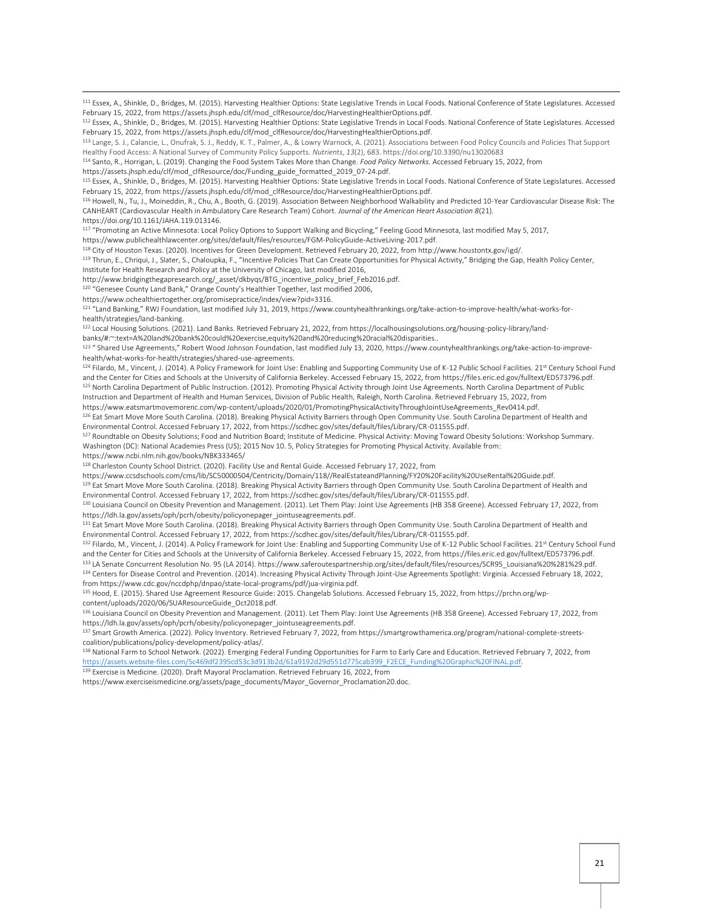[111] Essex, A., Shinkle, D., Bridges, M. (2015). Harvesting Healthier Options: State Legislative Trends in Local Foods. National Conference of State Legislatures. Accessed February 15, 2022, from https://assets.jhsph.edu/clf/mod_clfResource/doc/HarvestingHealthierOptions.pdf.

[112] Essex, A., Shinkle, D., Bridges, M. (2015). Harvesting Healthier Options: State Legislative Trends in Local Foods. National Conference of State Legislatures. Accessed February 15, 2022, from https://assets.jhsph.edu/clf/mod_clfResource/doc/HarvestingHealthierOptions.pdf.

[113] Lange, S. J., Calancie, L., Onufrak, S. J., Reddy, K. T., Palmer, A., & Lowry Warnock, A. (2021). Associations between Food Policy Councils and Policies That Support Healthy Food Access: A National Survey of Community Policy Supports. *Nutrients*, *13*(2), 683. https://doi.org/10.3390/nu13020683

[114] Santo, R., Horrigan, L. (2019). Changing the Food System Takes More than Change. *Food Policy Networks.* Accessed February 15, 2022, from https://assets.jhsph.edu/clf/mod_clfResource/doc/Funding_guide_formatted_2019_07-24.pdf.

[115] Essex, A., Shinkle, D., Bridges, M. (2015). Harvesting Healthier Options: State Legislative Trends in Local Foods. National Conference of State Legislatures. Accessed February 15, 2022, from https://assets.jhsph.edu/clf/mod_clfResource/doc/HarvestingHealthierOptions.pdf.

[116] Howell, N., Tu, J., Moineddin, R., Chu, A., Booth, G. (2019). Association Between Neighborhood Walkability and Predicted 10-Year Cardiovascular Disease Risk: The CANHEART (Cardiovascular Health in Ambulatory Care Research Team) Cohort. *Journal of the American Heart Association 8*(21). https://doi.org/10.1161/JAHA.119.013146.

[117] "Promoting an Active Minnesota: Local Policy Options to Support Walking and Bicycling," Feeling Good Minnesota, last modified May 5, 2017, https://www.publichealthlawcenter.org/sites/default/files/resources/FGM-PolicyGuide-ActiveLiving-2017.pdf.

[118] City of Houston Texas. (2020). Incentives for Green Development. Retrieved February 20, 2022, from http://www.houstontx.gov/igd/.

[119] Thrun, E., Chriqui, J., Slater, S., Chaloupka, F., "Incentive Policies That Can Create Opportunities for Physical Activity," Bridging the Gap, Health Policy Center, Institute for Health Research and Policy at the University of Chicago, last modified 2016, http://www.bridgingthegapresearch.org/_asset/dkbyqs/BTG_incentive_policy_brief_Feb2016.pdf.

[120] "Genesee County Land Bank," Orange County's Healthier Together, last modified 2006, https://www.ochealthiertogether.org/promisepractice/index/view?pid=3316.

[121] "Land Banking," RWJ Foundation, last modified July 31, 2019, https://www.countyhealthrankings.org/take-action-to-improve-health/what-works-for-health/strategies/land-banking.

[122] Local Housing Solutions. (2021). Land Banks. Retrieved February 21, 2022, from https://localhousingsolutions.org/housing-policy-library/land-banks/#:~:text=A%20land%20bank%20could%20exercise,equity%20and%20reducing%20racial%20disparities..

[123] " Shared Use Agreements," Robert Wood Johnson Foundation, last modified July 13, 2020, https://www.countyhealthrankings.org/take-action-to-improve-health/what-works-for-health/strategies/shared-use-agreements.

[124] Filardo, M., Vincent, J. (2014). A Policy Framework for Joint Use: Enabling and Supporting Community Use of K-12 Public School Facilities. 21st Century School Fund and the Center for Cities and Schools at the University of California Berkeley. Accessed February 15, 2022, from https://files.eric.ed.gov/fulltext/ED573796.pdf.

[125] North Carolina Department of Public Instruction. (2012). Promoting Physical Activity through Joint Use Agreements. North Carolina Department of Public Instruction and Department of Health and Human Services, Division of Public Health, Raleigh, North Carolina. Retrieved February 15, 2022, from https://www.eatsmartmovemorenc.com/wp-content/uploads/2020/01/PromotingPhysicalActivityThroughJointUseAgreements_Rev0414.pdf.

[126] Eat Smart Move More South Carolina. (2018). Breaking Physical Activity Barriers through Open Community Use. South Carolina Department of Health and Environmental Control. Accessed February 17, 2022, from https://scdhec.gov/sites/default/files/Library/CR-011555.pdf.

[127] Roundtable on Obesity Solutions; Food and Nutrition Board; Institute of Medicine. Physical Activity: Moving Toward Obesity Solutions: Workshop Summary. Washington (DC): National Academies Press (US); 2015 Nov 10. 5, Policy Strategies for Promoting Physical Activity. Available from: https://www.ncbi.nlm.nih.gov/books/NBK333465/

[128] Charleston County School District. (2020). Facility Use and Rental Guide. Accessed February 17, 2022, from https://www.ccsdschools.com/cms/lib/SC50000504/Centricity/Domain/118//RealEstateandPlanning/FY20%20Facility%20UseRental%20Guide.pdf.

[129] Eat Smart Move More South Carolina. (2018). Breaking Physical Activity Barriers through Open Community Use. South Carolina Department of Health and Environmental Control. Accessed February 17, 2022, from https://scdhec.gov/sites/default/files/Library/CR-011555.pdf.

[130] Louisiana Council on Obesity Prevention and Management. (2011). Let Them Play: Joint Use Agreements (HB 358 Greene). Accessed February 17, 2022, from https://ldh.la.gov/assets/oph/pcrh/obesity/policyonepager_jointuseagreements.pdf.

[131] Eat Smart Move More South Carolina. (2018). Breaking Physical Activity Barriers through Open Community Use. South Carolina Department of Health and Environmental Control. Accessed February 17, 2022, from https://scdhec.gov/sites/default/files/Library/CR-011555.pdf.

[132] Filardo, M., Vincent, J. (2014). A Policy Framework for Joint Use: Enabling and Supporting Community Use of K-12 Public School Facilities. 21st Century School Fund and the Center for Cities and Schools at the University of California Berkeley. Accessed February 15, 2022, from https://files.eric.ed.gov/fulltext/ED573796.pdf.

[133] LA Senate Concurrent Resolution No. 95 (LA 2014). https://www.saferoutespartnership.org/sites/default/files/resources/SCR95_Louisiana%20%281%29.pdf.

[134] Centers for Disease Control and Prevention. (2014). Increasing Physical Activity Through Joint-Use Agreements Spotlight: Virginia. Accessed February 18, 2022, from https://www.cdc.gov/nccdphp/dnpao/state-local-programs/pdf/jua-virginia.pdf.

[135] Hood, E. (2015). Shared Use Agreement Resource Guide: 2015. Changelab Solutions. Accessed February 15, 2022, from https://prchn.org/wp-content/uploads/2020/06/SUAResourceGuide_Oct2018.pdf.

[136] Louisiana Council on Obesity Prevention and Management. (2011). Let Them Play: Joint Use Agreements (HB 358 Greene). Accessed February 17, 2022, from https://ldh.la.gov/assets/oph/pcrh/obesity/policyonepager_jointuseagreements.pdf.

[137] Smart Growth America. (2022). Policy Inventory. Retrieved February 7, 2022, from https://smartgrowthamerica.org/program/national-complete-streets-coalition/publications/policy-development/policy-atlas/.

[138] National Farm to School Network. (2022). Emerging Federal Funding Opportunities for Farm to Early Care and Education. Retrieved February 7, 2022, from https://assets.website-files.com/5c469df2395cd53c3d913b2d/61a9192d29d551d775cab399_F2ECE_Funding%20Graphic%20FINAL.pdf.

[139] Exercise is Medicine. (2020). Draft Mayoral Proclamation. Retrieved February 16, 2022, from https://www.exerciseismedicine.org/assets/page_documents/Mayor_Governor_Proclamation20.doc.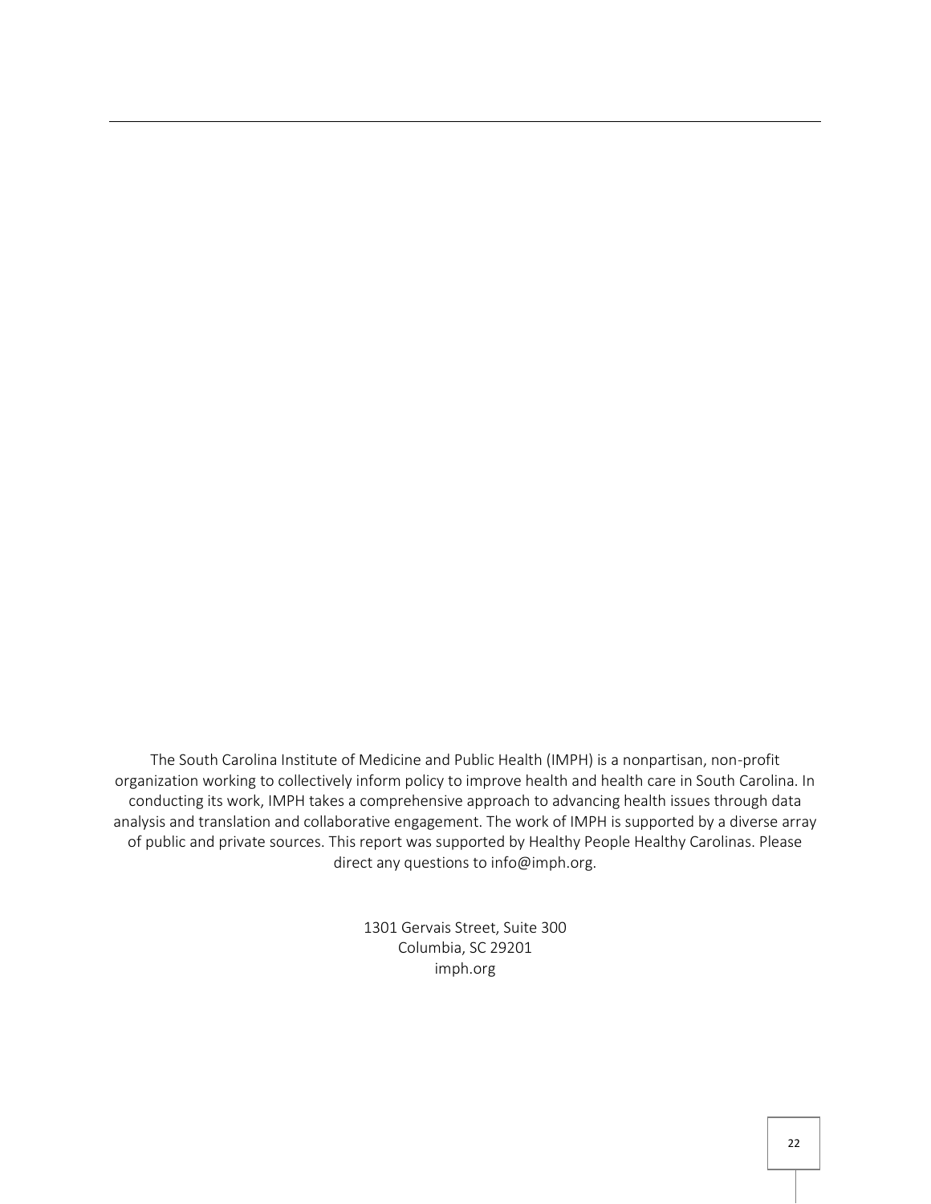The South Carolina Institute of Medicine and Public Health (IMPH) is a nonpartisan, non-profit organization working to collectively inform policy to improve health and health care in South Carolina. In conducting its work, IMPH takes a comprehensive approach to advancing health issues through data analysis and translation and collaborative engagement. The work of IMPH is supported by a diverse array of public and private sources. This report was supported by Healthy People Healthy Carolinas. Please direct any questions to info@imph.org.

1301 Gervais Street, Suite 300
Columbia, SC 29201
imph.org